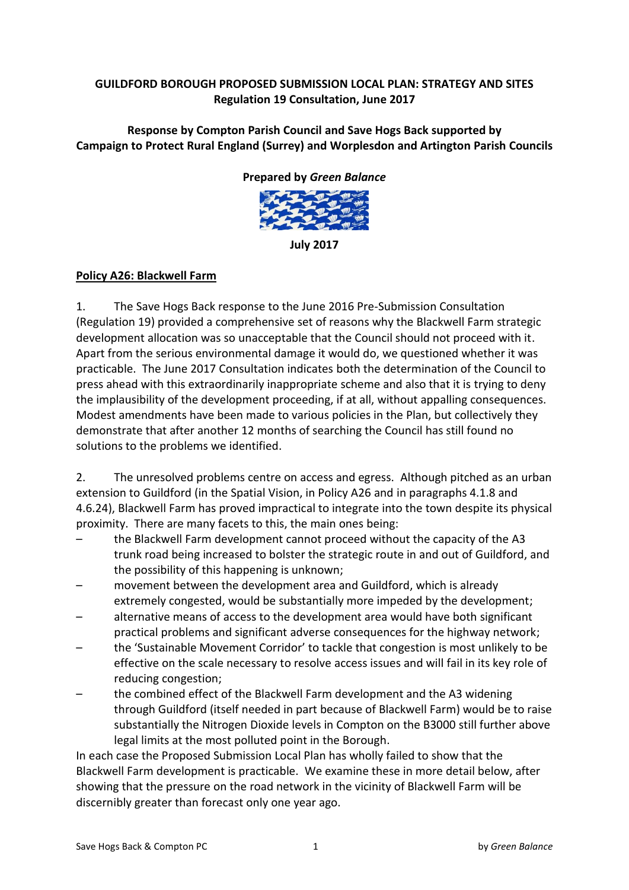**GUILDFORD BOROUGH PROPOSED SUBMISSION LOCAL PLAN: STRATEGY AND SITES**
**Regulation 19 Consultation, June 2017**

**Response by Compton Parish Council and Save Hogs Back supported by Campaign to Protect Rural England (Surrey) and Worplesdon and Artington Parish Councils**

**Prepared by *Green Balance***

**July 2017**

## Policy A26: Blackwell Farm

1. The Save Hogs Back response to the June 2016 Pre-Submission Consultation (Regulation 19) provided a comprehensive set of reasons why the Blackwell Farm strategic development allocation was so unacceptable that the Council should not proceed with it. Apart from the serious environmental damage it would do, we questioned whether it was practicable. The June 2017 Consultation indicates both the determination of the Council to press ahead with this extraordinarily inappropriate scheme and also that it is trying to deny the implausibility of the development proceeding, if at all, without appalling consequences. Modest amendments have been made to various policies in the Plan, but collectively they demonstrate that after another 12 months of searching the Council has still found no solutions to the problems we identified.

2. The unresolved problems centre on access and egress. Although pitched as an urban extension to Guildford (in the Spatial Vision, in Policy A26 and in paragraphs 4.1.8 and 4.6.24), Blackwell Farm has proved impractical to integrate into the town despite its physical proximity. There are many facets to this, the main ones being:

- the Blackwell Farm development cannot proceed without the capacity of the A3 trunk road being increased to bolster the strategic route in and out of Guildford, and the possibility of this happening is unknown;
- movement between the development area and Guildford, which is already extremely congested, would be substantially more impeded by the development;
- alternative means of access to the development area would have both significant practical problems and significant adverse consequences for the highway network;
- the 'Sustainable Movement Corridor' to tackle that congestion is most unlikely to be effective on the scale necessary to resolve access issues and will fail in its key role of reducing congestion;
- the combined effect of the Blackwell Farm development and the A3 widening through Guildford (itself needed in part because of Blackwell Farm) would be to raise substantially the Nitrogen Dioxide levels in Compton on the B3000 still further above legal limits at the most polluted point in the Borough.

In each case the Proposed Submission Local Plan has wholly failed to show that the Blackwell Farm development is practicable. We examine these in more detail below, after showing that the pressure on the road network in the vicinity of Blackwell Farm will be discernibly greater than forecast only one year ago.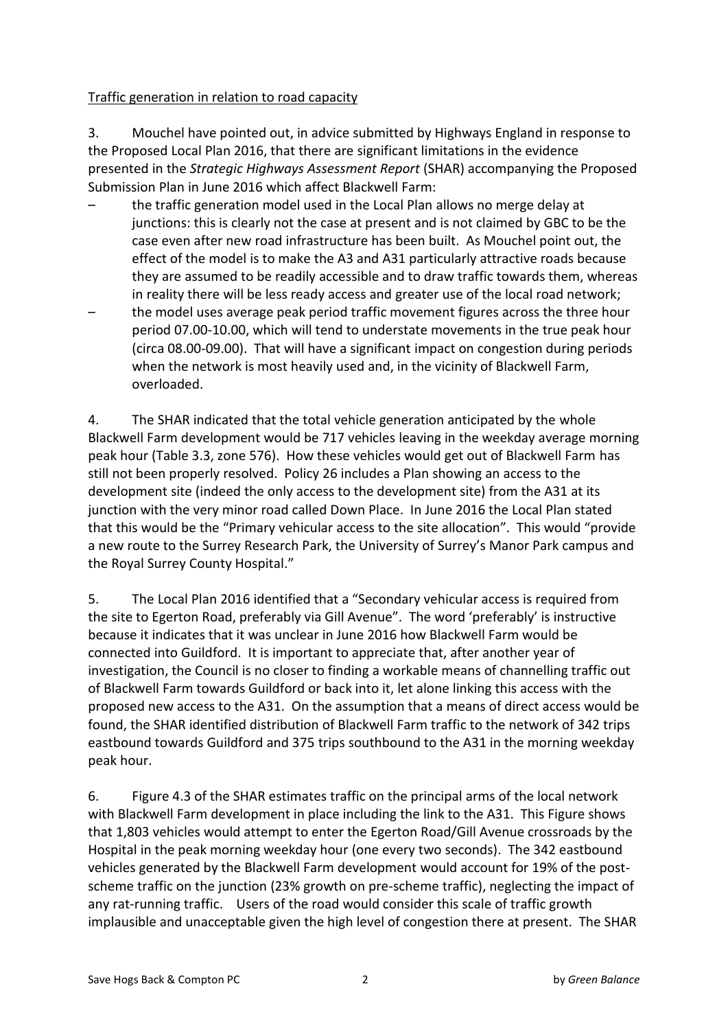Traffic generation in relation to road capacity

3. Mouchel have pointed out, in advice submitted by Highways England in response to the Proposed Local Plan 2016, that there are significant limitations in the evidence presented in the *Strategic Highways Assessment Report* (SHAR) accompanying the Proposed Submission Plan in June 2016 which affect Blackwell Farm:

- the traffic generation model used in the Local Plan allows no merge delay at junctions: this is clearly not the case at present and is not claimed by GBC to be the case even after new road infrastructure has been built. As Mouchel point out, the effect of the model is to make the A3 and A31 particularly attractive roads because they are assumed to be readily accessible and to draw traffic towards them, whereas in reality there will be less ready access and greater use of the local road network;
- the model uses average peak period traffic movement figures across the three hour period 07.00-10.00, which will tend to understate movements in the true peak hour (circa 08.00-09.00). That will have a significant impact on congestion during periods when the network is most heavily used and, in the vicinity of Blackwell Farm, overloaded.

4. The SHAR indicated that the total vehicle generation anticipated by the whole Blackwell Farm development would be 717 vehicles leaving in the weekday average morning peak hour (Table 3.3, zone 576). How these vehicles would get out of Blackwell Farm has still not been properly resolved. Policy 26 includes a Plan showing an access to the development site (indeed the only access to the development site) from the A31 at its junction with the very minor road called Down Place. In June 2016 the Local Plan stated that this would be the "Primary vehicular access to the site allocation". This would "provide a new route to the Surrey Research Park, the University of Surrey's Manor Park campus and the Royal Surrey County Hospital."

5. The Local Plan 2016 identified that a "Secondary vehicular access is required from the site to Egerton Road, preferably via Gill Avenue". The word 'preferably' is instructive because it indicates that it was unclear in June 2016 how Blackwell Farm would be connected into Guildford. It is important to appreciate that, after another year of investigation, the Council is no closer to finding a workable means of channelling traffic out of Blackwell Farm towards Guildford or back into it, let alone linking this access with the proposed new access to the A31. On the assumption that a means of direct access would be found, the SHAR identified distribution of Blackwell Farm traffic to the network of 342 trips eastbound towards Guildford and 375 trips southbound to the A31 in the morning weekday peak hour.

6. Figure 4.3 of the SHAR estimates traffic on the principal arms of the local network with Blackwell Farm development in place including the link to the A31. This Figure shows that 1,803 vehicles would attempt to enter the Egerton Road/Gill Avenue crossroads by the Hospital in the peak morning weekday hour (one every two seconds). The 342 eastbound vehicles generated by the Blackwell Farm development would account for 19% of the post-scheme traffic on the junction (23% growth on pre-scheme traffic), neglecting the impact of any rat-running traffic. Users of the road would consider this scale of traffic growth implausible and unacceptable given the high level of congestion there at present. The SHAR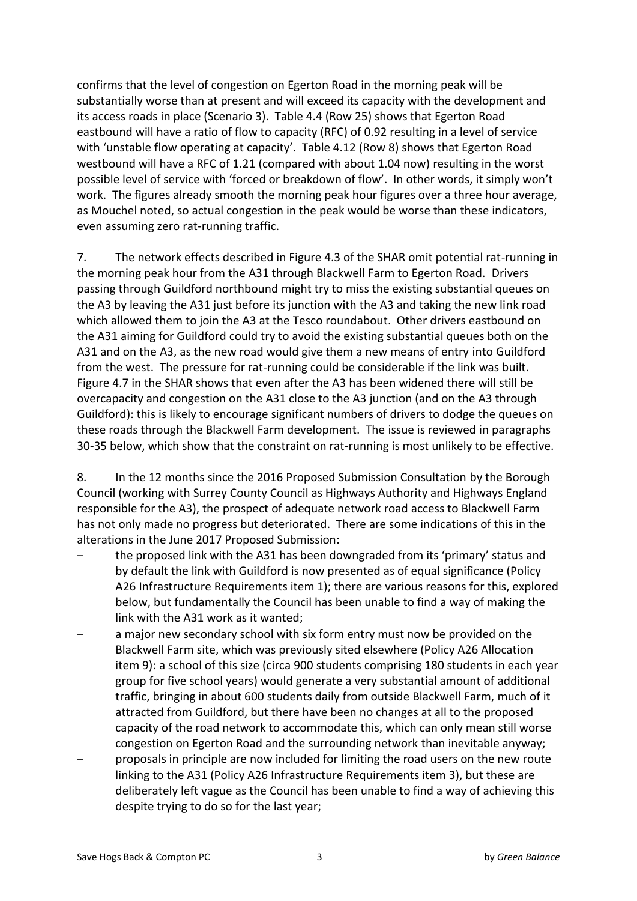confirms that the level of congestion on Egerton Road in the morning peak will be substantially worse than at present and will exceed its capacity with the development and its access roads in place (Scenario 3). Table 4.4 (Row 25) shows that Egerton Road eastbound will have a ratio of flow to capacity (RFC) of 0.92 resulting in a level of service with 'unstable flow operating at capacity'. Table 4.12 (Row 8) shows that Egerton Road westbound will have a RFC of 1.21 (compared with about 1.04 now) resulting in the worst possible level of service with 'forced or breakdown of flow'. In other words, it simply won't work. The figures already smooth the morning peak hour figures over a three hour average, as Mouchel noted, so actual congestion in the peak would be worse than these indicators, even assuming zero rat-running traffic.

7. The network effects described in Figure 4.3 of the SHAR omit potential rat-running in the morning peak hour from the A31 through Blackwell Farm to Egerton Road. Drivers passing through Guildford northbound might try to miss the existing substantial queues on the A3 by leaving the A31 just before its junction with the A3 and taking the new link road which allowed them to join the A3 at the Tesco roundabout. Other drivers eastbound on the A31 aiming for Guildford could try to avoid the existing substantial queues both on the A31 and on the A3, as the new road would give them a new means of entry into Guildford from the west. The pressure for rat-running could be considerable if the link was built. Figure 4.7 in the SHAR shows that even after the A3 has been widened there will still be overcapacity and congestion on the A31 close to the A3 junction (and on the A3 through Guildford): this is likely to encourage significant numbers of drivers to dodge the queues on these roads through the Blackwell Farm development. The issue is reviewed in paragraphs 30-35 below, which show that the constraint on rat-running is most unlikely to be effective.

8. In the 12 months since the 2016 Proposed Submission Consultation by the Borough Council (working with Surrey County Council as Highways Authority and Highways England responsible for the A3), the prospect of adequate network road access to Blackwell Farm has not only made no progress but deteriorated. There are some indications of this in the alterations in the June 2017 Proposed Submission:

– the proposed link with the A31 has been downgraded from its 'primary' status and by default the link with Guildford is now presented as of equal significance (Policy A26 Infrastructure Requirements item 1); there are various reasons for this, explored below, but fundamentally the Council has been unable to find a way of making the link with the A31 work as it wanted;

– a major new secondary school with six form entry must now be provided on the Blackwell Farm site, which was previously sited elsewhere (Policy A26 Allocation item 9): a school of this size (circa 900 students comprising 180 students in each year group for five school years) would generate a very substantial amount of additional traffic, bringing in about 600 students daily from outside Blackwell Farm, much of it attracted from Guildford, but there have been no changes at all to the proposed capacity of the road network to accommodate this, which can only mean still worse congestion on Egerton Road and the surrounding network than inevitable anyway;

– proposals in principle are now included for limiting the road users on the new route linking to the A31 (Policy A26 Infrastructure Requirements item 3), but these are deliberately left vague as the Council has been unable to find a way of achieving this despite trying to do so for the last year;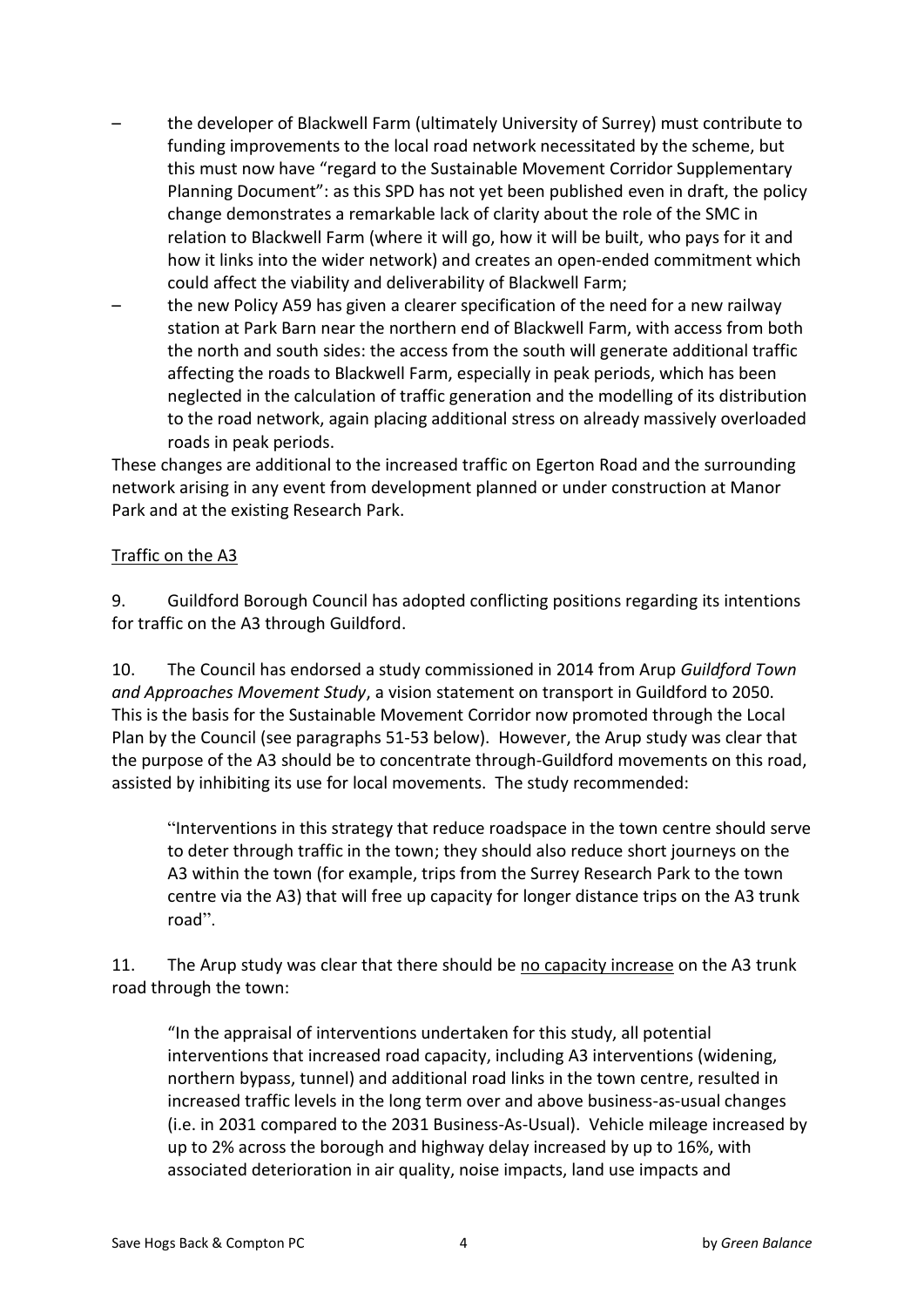– the developer of Blackwell Farm (ultimately University of Surrey) must contribute to funding improvements to the local road network necessitated by the scheme, but this must now have "regard to the Sustainable Movement Corridor Supplementary Planning Document": as this SPD has not yet been published even in draft, the policy change demonstrates a remarkable lack of clarity about the role of the SMC in relation to Blackwell Farm (where it will go, how it will be built, who pays for it and how it links into the wider network) and creates an open-ended commitment which could affect the viability and deliverability of Blackwell Farm;

– the new Policy A59 has given a clearer specification of the need for a new railway station at Park Barn near the northern end of Blackwell Farm, with access from both the north and south sides: the access from the south will generate additional traffic affecting the roads to Blackwell Farm, especially in peak periods, which has been neglected in the calculation of traffic generation and the modelling of its distribution to the road network, again placing additional stress on already massively overloaded roads in peak periods.

These changes are additional to the increased traffic on Egerton Road and the surrounding network arising in any event from development planned or under construction at Manor Park and at the existing Research Park.

<u>Traffic on the A3</u>

9. Guildford Borough Council has adopted conflicting positions regarding its intentions for traffic on the A3 through Guildford.

10. The Council has endorsed a study commissioned in 2014 from Arup *Guildford Town and Approaches Movement Study*, a vision statement on transport in Guildford to 2050. This is the basis for the Sustainable Movement Corridor now promoted through the Local Plan by the Council (see paragraphs 51-53 below). However, the Arup study was clear that the purpose of the A3 should be to concentrate through-Guildford movements on this road, assisted by inhibiting its use for local movements. The study recommended:

> "Interventions in this strategy that reduce roadspace in the town centre should serve to deter through traffic in the town; they should also reduce short journeys on the A3 within the town (for example, trips from the Surrey Research Park to the town centre via the A3) that will free up capacity for longer distance trips on the A3 trunk road".

11. The Arup study was clear that there should be <u>no capacity increase</u> on the A3 trunk road through the town:

> "In the appraisal of interventions undertaken for this study, all potential interventions that increased road capacity, including A3 interventions (widening, northern bypass, tunnel) and additional road links in the town centre, resulted in increased traffic levels in the long term over and above business-as-usual changes (i.e. in 2031 compared to the 2031 Business-As-Usual). Vehicle mileage increased by up to 2% across the borough and highway delay increased by up to 16%, with associated deterioration in air quality, noise impacts, land use impacts and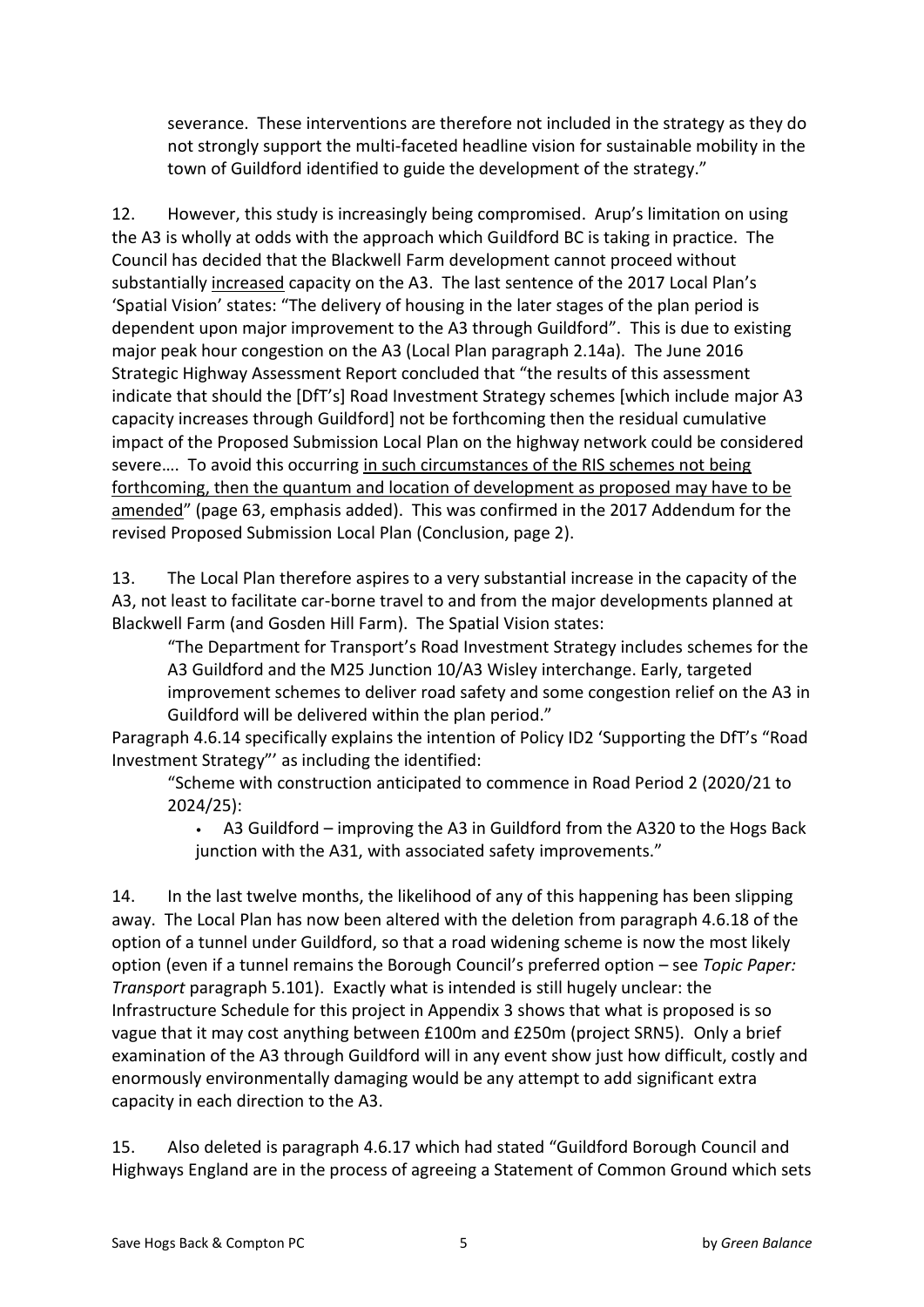severance. These interventions are therefore not included in the strategy as they do not strongly support the multi-faceted headline vision for sustainable mobility in the town of Guildford identified to guide the development of the strategy."

12. However, this study is increasingly being compromised. Arup's limitation on using the A3 is wholly at odds with the approach which Guildford BC is taking in practice. The Council has decided that the Blackwell Farm development cannot proceed without substantially <u>increased</u> capacity on the A3. The last sentence of the 2017 Local Plan's 'Spatial Vision' states: "The delivery of housing in the later stages of the plan period is dependent upon major improvement to the A3 through Guildford". This is due to existing major peak hour congestion on the A3 (Local Plan paragraph 2.14a). The June 2016 Strategic Highway Assessment Report concluded that "the results of this assessment indicate that should the [DfT's] Road Investment Strategy schemes [which include major A3 capacity increases through Guildford] not be forthcoming then the residual cumulative impact of the Proposed Submission Local Plan on the highway network could be considered severe…. To avoid this occurring <u>in such circumstances of the RIS schemes not being forthcoming, then the quantum and location of development as proposed may have to be amended</u>" (page 63, emphasis added). This was confirmed in the 2017 Addendum for the revised Proposed Submission Local Plan (Conclusion, page 2).

13. The Local Plan therefore aspires to a very substantial increase in the capacity of the A3, not least to facilitate car-borne travel to and from the major developments planned at Blackwell Farm (and Gosden Hill Farm). The Spatial Vision states:

> "The Department for Transport's Road Investment Strategy includes schemes for the A3 Guildford and the M25 Junction 10/A3 Wisley interchange. Early, targeted improvement schemes to deliver road safety and some congestion relief on the A3 in Guildford will be delivered within the plan period."

Paragraph 4.6.14 specifically explains the intention of Policy ID2 'Supporting the DfT's "Road Investment Strategy"' as including the identified:

> "Scheme with construction anticipated to commence in Road Period 2 (2020/21 to 2024/25):
>
> - A3 Guildford – improving the A3 in Guildford from the A320 to the Hogs Back junction with the A31, with associated safety improvements."

14. In the last twelve months, the likelihood of any of this happening has been slipping away. The Local Plan has now been altered with the deletion from paragraph 4.6.18 of the option of a tunnel under Guildford, so that a road widening scheme is now the most likely option (even if a tunnel remains the Borough Council's preferred option – see *Topic Paper: Transport* paragraph 5.101). Exactly what is intended is still hugely unclear: the Infrastructure Schedule for this project in Appendix 3 shows that what is proposed is so vague that it may cost anything between £100m and £250m (project SRN5). Only a brief examination of the A3 through Guildford will in any event show just how difficult, costly and enormously environmentally damaging would be any attempt to add significant extra capacity in each direction to the A3.

15. Also deleted is paragraph 4.6.17 which had stated "Guildford Borough Council and Highways England are in the process of agreeing a Statement of Common Ground which sets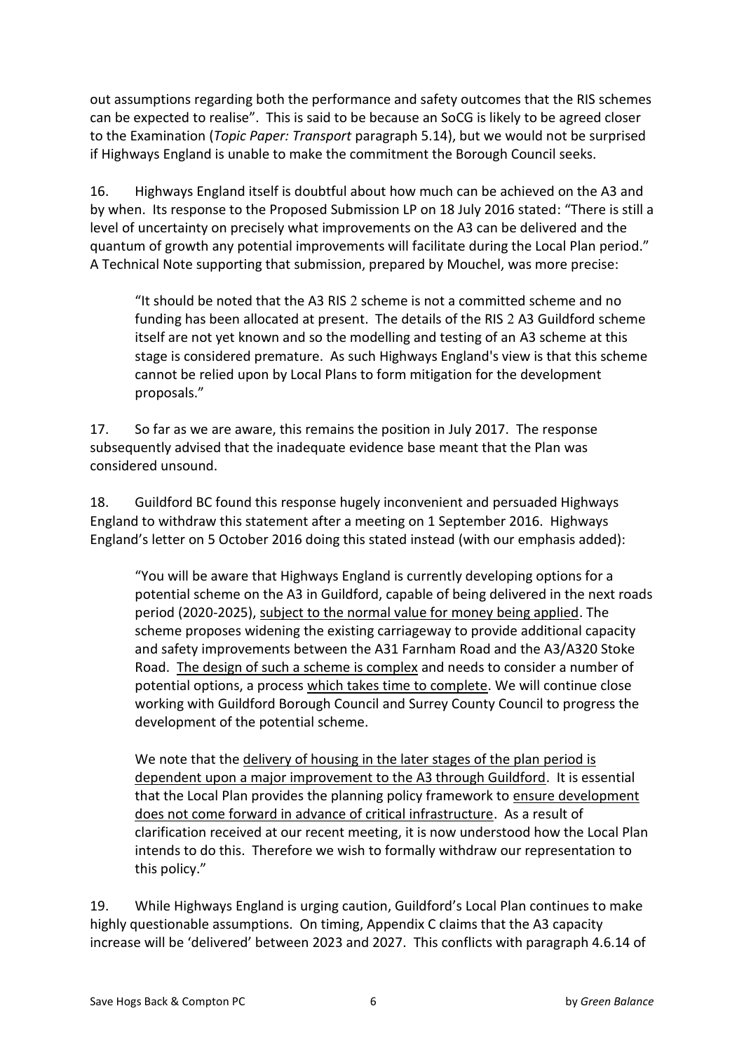out assumptions regarding both the performance and safety outcomes that the RIS schemes can be expected to realise". This is said to be because an SoCG is likely to be agreed closer to the Examination (*Topic Paper: Transport* paragraph 5.14), but we would not be surprised if Highways England is unable to make the commitment the Borough Council seeks.

16. Highways England itself is doubtful about how much can be achieved on the A3 and by when. Its response to the Proposed Submission LP on 18 July 2016 stated: "There is still a level of uncertainty on precisely what improvements on the A3 can be delivered and the quantum of growth any potential improvements will facilitate during the Local Plan period." A Technical Note supporting that submission, prepared by Mouchel, was more precise:

> "It should be noted that the A3 RIS 2 scheme is not a committed scheme and no funding has been allocated at present. The details of the RIS 2 A3 Guildford scheme itself are not yet known and so the modelling and testing of an A3 scheme at this stage is considered premature. As such Highways England's view is that this scheme cannot be relied upon by Local Plans to form mitigation for the development proposals."

17. So far as we are aware, this remains the position in July 2017. The response subsequently advised that the inadequate evidence base meant that the Plan was considered unsound.

18. Guildford BC found this response hugely inconvenient and persuaded Highways England to withdraw this statement after a meeting on 1 September 2016. Highways England's letter on 5 October 2016 doing this stated instead (with our emphasis added):

> "You will be aware that Highways England is currently developing options for a potential scheme on the A3 in Guildford, capable of being delivered in the next roads period (2020-2025), <u>subject to the normal value for money being applied</u>. The scheme proposes widening the existing carriageway to provide additional capacity and safety improvements between the A31 Farnham Road and the A3/A320 Stoke Road. <u>The design of such a scheme is complex</u> and needs to consider a number of potential options, a process <u>which takes time to complete</u>. We will continue close working with Guildford Borough Council and Surrey County Council to progress the development of the potential scheme.
>
> We note that the <u>delivery of housing in the later stages of the plan period is dependent upon a major improvement to the A3 through Guildford</u>. It is essential that the Local Plan provides the planning policy framework to <u>ensure development does not come forward in advance of critical infrastructure</u>. As a result of clarification received at our recent meeting, it is now understood how the Local Plan intends to do this. Therefore we wish to formally withdraw our representation to this policy."

19. While Highways England is urging caution, Guildford's Local Plan continues to make highly questionable assumptions. On timing, Appendix C claims that the A3 capacity increase will be 'delivered' between 2023 and 2027. This conflicts with paragraph 4.6.14 of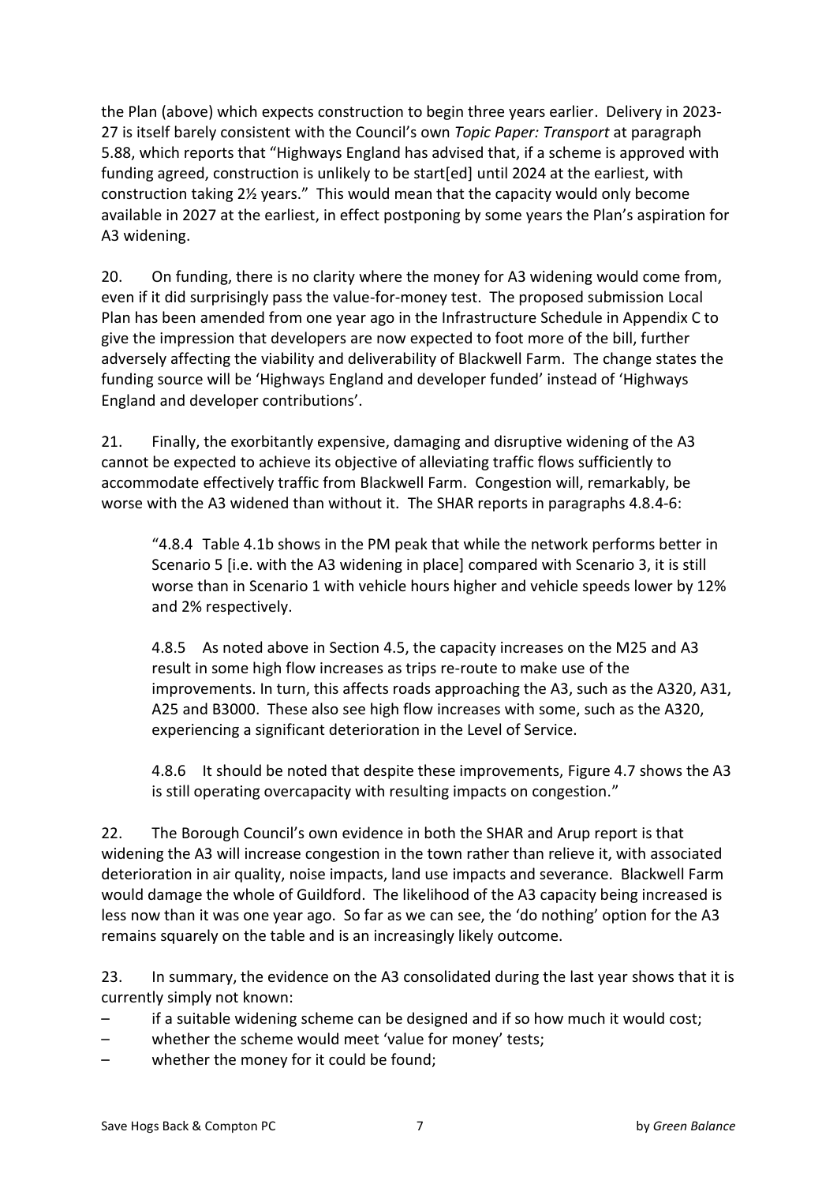the Plan (above) which expects construction to begin three years earlier. Delivery in 2023-27 is itself barely consistent with the Council's own *Topic Paper: Transport* at paragraph 5.88, which reports that "Highways England has advised that, if a scheme is approved with funding agreed, construction is unlikely to be start[ed] until 2024 at the earliest, with construction taking 2½ years." This would mean that the capacity would only become available in 2027 at the earliest, in effect postponing by some years the Plan's aspiration for A3 widening.

20. On funding, there is no clarity where the money for A3 widening would come from, even if it did surprisingly pass the value-for-money test. The proposed submission Local Plan has been amended from one year ago in the Infrastructure Schedule in Appendix C to give the impression that developers are now expected to foot more of the bill, further adversely affecting the viability and deliverability of Blackwell Farm. The change states the funding source will be 'Highways England and developer funded' instead of 'Highways England and developer contributions'.

21. Finally, the exorbitantly expensive, damaging and disruptive widening of the A3 cannot be expected to achieve its objective of alleviating traffic flows sufficiently to accommodate effectively traffic from Blackwell Farm. Congestion will, remarkably, be worse with the A3 widened than without it. The SHAR reports in paragraphs 4.8.4-6:

> "4.8.4 Table 4.1b shows in the PM peak that while the network performs better in Scenario 5 [i.e. with the A3 widening in place] compared with Scenario 3, it is still worse than in Scenario 1 with vehicle hours higher and vehicle speeds lower by 12% and 2% respectively.
>
> 4.8.5 As noted above in Section 4.5, the capacity increases on the M25 and A3 result in some high flow increases as trips re-route to make use of the improvements. In turn, this affects roads approaching the A3, such as the A320, A31, A25 and B3000. These also see high flow increases with some, such as the A320, experiencing a significant deterioration in the Level of Service.
>
> 4.8.6 It should be noted that despite these improvements, Figure 4.7 shows the A3 is still operating overcapacity with resulting impacts on congestion."

22. The Borough Council's own evidence in both the SHAR and Arup report is that widening the A3 will increase congestion in the town rather than relieve it, with associated deterioration in air quality, noise impacts, land use impacts and severance. Blackwell Farm would damage the whole of Guildford. The likelihood of the A3 capacity being increased is less now than it was one year ago. So far as we can see, the 'do nothing' option for the A3 remains squarely on the table and is an increasingly likely outcome.

23. In summary, the evidence on the A3 consolidated during the last year shows that it is currently simply not known:

- if a suitable widening scheme can be designed and if so how much it would cost;
- whether the scheme would meet 'value for money' tests;
- whether the money for it could be found;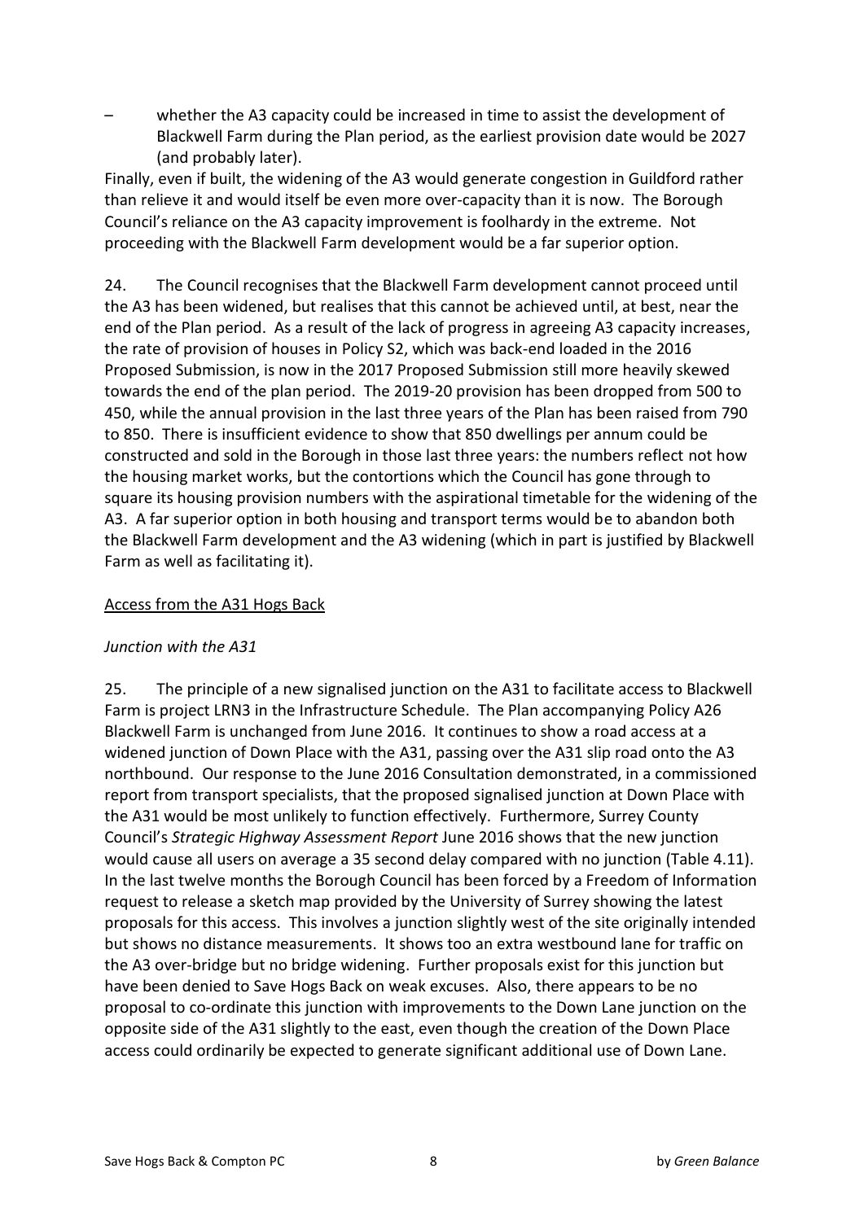– whether the A3 capacity could be increased in time to assist the development of Blackwell Farm during the Plan period, as the earliest provision date would be 2027 (and probably later).

Finally, even if built, the widening of the A3 would generate congestion in Guildford rather than relieve it and would itself be even more over-capacity than it is now. The Borough Council's reliance on the A3 capacity improvement is foolhardy in the extreme. Not proceeding with the Blackwell Farm development would be a far superior option.

24. The Council recognises that the Blackwell Farm development cannot proceed until the A3 has been widened, but realises that this cannot be achieved until, at best, near the end of the Plan period. As a result of the lack of progress in agreeing A3 capacity increases, the rate of provision of houses in Policy S2, which was back-end loaded in the 2016 Proposed Submission, is now in the 2017 Proposed Submission still more heavily skewed towards the end of the plan period. The 2019-20 provision has been dropped from 500 to 450, while the annual provision in the last three years of the Plan has been raised from 790 to 850. There is insufficient evidence to show that 850 dwellings per annum could be constructed and sold in the Borough in those last three years: the numbers reflect not how the housing market works, but the contortions which the Council has gone through to square its housing provision numbers with the aspirational timetable for the widening of the A3. A far superior option in both housing and transport terms would be to abandon both the Blackwell Farm development and the A3 widening (which in part is justified by Blackwell Farm as well as facilitating it).

<u>Access from the A31 Hogs Back</u>

*Junction with the A31*

25. The principle of a new signalised junction on the A31 to facilitate access to Blackwell Farm is project LRN3 in the Infrastructure Schedule. The Plan accompanying Policy A26 Blackwell Farm is unchanged from June 2016. It continues to show a road access at a widened junction of Down Place with the A31, passing over the A31 slip road onto the A3 northbound. Our response to the June 2016 Consultation demonstrated, in a commissioned report from transport specialists, that the proposed signalised junction at Down Place with the A31 would be most unlikely to function effectively. Furthermore, Surrey County Council's *Strategic Highway Assessment Report* June 2016 shows that the new junction would cause all users on average a 35 second delay compared with no junction (Table 4.11). In the last twelve months the Borough Council has been forced by a Freedom of Information request to release a sketch map provided by the University of Surrey showing the latest proposals for this access. This involves a junction slightly west of the site originally intended but shows no distance measurements. It shows too an extra westbound lane for traffic on the A3 over-bridge but no bridge widening. Further proposals exist for this junction but have been denied to Save Hogs Back on weak excuses. Also, there appears to be no proposal to co-ordinate this junction with improvements to the Down Lane junction on the opposite side of the A31 slightly to the east, even though the creation of the Down Place access could ordinarily be expected to generate significant additional use of Down Lane.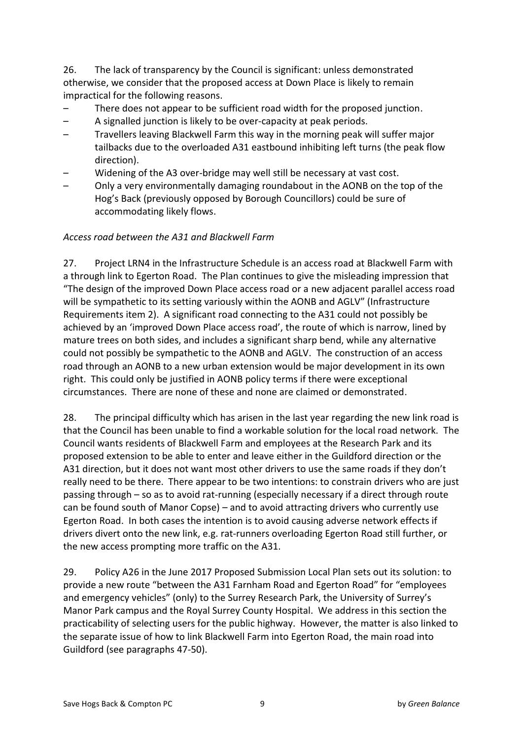26. The lack of transparency by the Council is significant: unless demonstrated otherwise, we consider that the proposed access at Down Place is likely to remain impractical for the following reasons.

- There does not appear to be sufficient road width for the proposed junction.
- A signalled junction is likely to be over-capacity at peak periods.
- Travellers leaving Blackwell Farm this way in the morning peak will suffer major tailbacks due to the overloaded A31 eastbound inhibiting left turns (the peak flow direction).
- Widening of the A3 over-bridge may well still be necessary at vast cost.
- Only a very environmentally damaging roundabout in the AONB on the top of the Hog's Back (previously opposed by Borough Councillors) could be sure of accommodating likely flows.

*Access road between the A31 and Blackwell Farm*

27. Project LRN4 in the Infrastructure Schedule is an access road at Blackwell Farm with a through link to Egerton Road. The Plan continues to give the misleading impression that "The design of the improved Down Place access road or a new adjacent parallel access road will be sympathetic to its setting variously within the AONB and AGLV" (Infrastructure Requirements item 2). A significant road connecting to the A31 could not possibly be achieved by an 'improved Down Place access road', the route of which is narrow, lined by mature trees on both sides, and includes a significant sharp bend, while any alternative could not possibly be sympathetic to the AONB and AGLV. The construction of an access road through an AONB to a new urban extension would be major development in its own right. This could only be justified in AONB policy terms if there were exceptional circumstances. There are none of these and none are claimed or demonstrated.

28. The principal difficulty which has arisen in the last year regarding the new link road is that the Council has been unable to find a workable solution for the local road network. The Council wants residents of Blackwell Farm and employees at the Research Park and its proposed extension to be able to enter and leave either in the Guildford direction or the A31 direction, but it does not want most other drivers to use the same roads if they don't really need to be there. There appear to be two intentions: to constrain drivers who are just passing through – so as to avoid rat-running (especially necessary if a direct through route can be found south of Manor Copse) – and to avoid attracting drivers who currently use Egerton Road. In both cases the intention is to avoid causing adverse network effects if drivers divert onto the new link, e.g. rat-runners overloading Egerton Road still further, or the new access prompting more traffic on the A31.

29. Policy A26 in the June 2017 Proposed Submission Local Plan sets out its solution: to provide a new route "between the A31 Farnham Road and Egerton Road" for "employees and emergency vehicles" (only) to the Surrey Research Park, the University of Surrey's Manor Park campus and the Royal Surrey County Hospital. We address in this section the practicability of selecting users for the public highway. However, the matter is also linked to the separate issue of how to link Blackwell Farm into Egerton Road, the main road into Guildford (see paragraphs 47-50).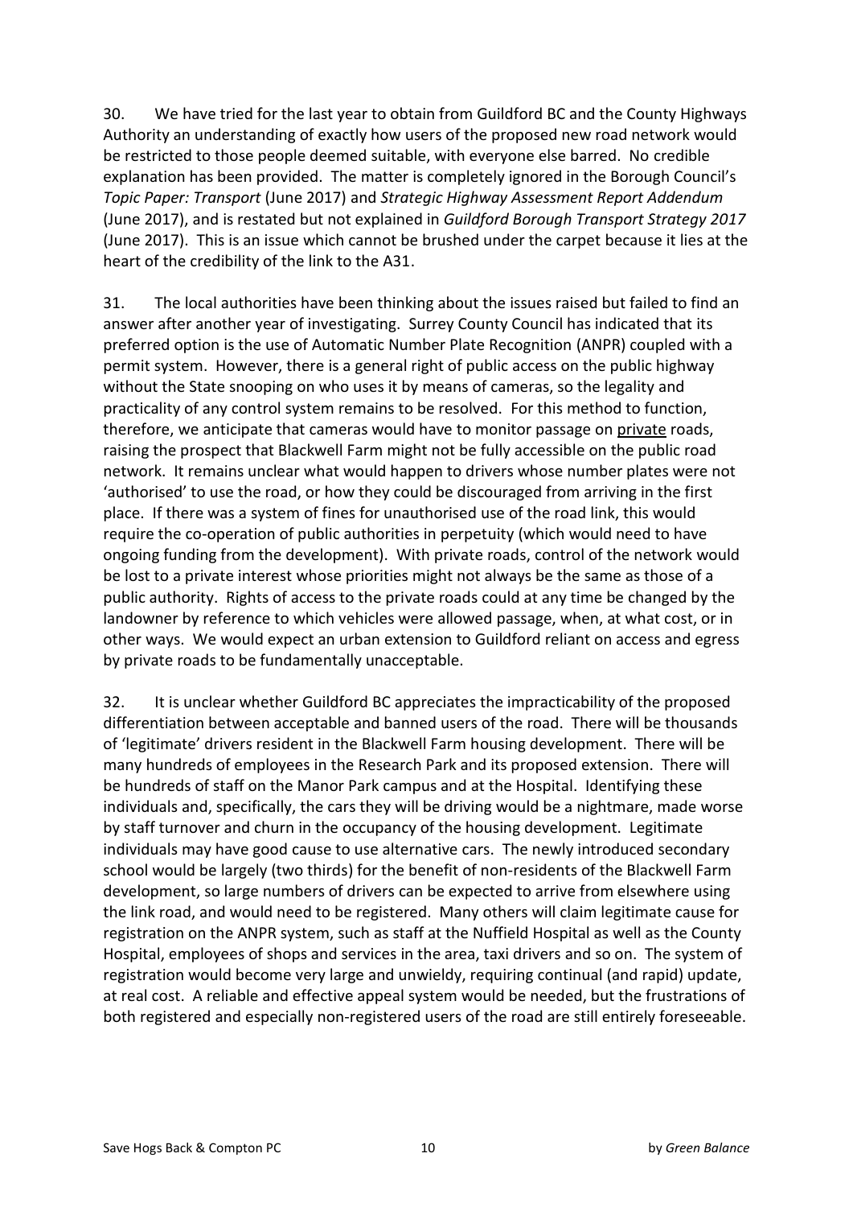30. We have tried for the last year to obtain from Guildford BC and the County Highways Authority an understanding of exactly how users of the proposed new road network would be restricted to those people deemed suitable, with everyone else barred. No credible explanation has been provided. The matter is completely ignored in the Borough Council's *Topic Paper: Transport* (June 2017) and *Strategic Highway Assessment Report Addendum* (June 2017), and is restated but not explained in *Guildford Borough Transport Strategy 2017* (June 2017). This is an issue which cannot be brushed under the carpet because it lies at the heart of the credibility of the link to the A31.

31. The local authorities have been thinking about the issues raised but failed to find an answer after another year of investigating. Surrey County Council has indicated that its preferred option is the use of Automatic Number Plate Recognition (ANPR) coupled with a permit system. However, there is a general right of public access on the public highway without the State snooping on who uses it by means of cameras, so the legality and practicality of any control system remains to be resolved. For this method to function, therefore, we anticipate that cameras would have to monitor passage on <u>private</u> roads, raising the prospect that Blackwell Farm might not be fully accessible on the public road network. It remains unclear what would happen to drivers whose number plates were not 'authorised' to use the road, or how they could be discouraged from arriving in the first place. If there was a system of fines for unauthorised use of the road link, this would require the co-operation of public authorities in perpetuity (which would need to have ongoing funding from the development). With private roads, control of the network would be lost to a private interest whose priorities might not always be the same as those of a public authority. Rights of access to the private roads could at any time be changed by the landowner by reference to which vehicles were allowed passage, when, at what cost, or in other ways. We would expect an urban extension to Guildford reliant on access and egress by private roads to be fundamentally unacceptable.

32. It is unclear whether Guildford BC appreciates the impracticability of the proposed differentiation between acceptable and banned users of the road. There will be thousands of 'legitimate' drivers resident in the Blackwell Farm housing development. There will be many hundreds of employees in the Research Park and its proposed extension. There will be hundreds of staff on the Manor Park campus and at the Hospital. Identifying these individuals and, specifically, the cars they will be driving would be a nightmare, made worse by staff turnover and churn in the occupancy of the housing development. Legitimate individuals may have good cause to use alternative cars. The newly introduced secondary school would be largely (two thirds) for the benefit of non-residents of the Blackwell Farm development, so large numbers of drivers can be expected to arrive from elsewhere using the link road, and would need to be registered. Many others will claim legitimate cause for registration on the ANPR system, such as staff at the Nuffield Hospital as well as the County Hospital, employees of shops and services in the area, taxi drivers and so on. The system of registration would become very large and unwieldy, requiring continual (and rapid) update, at real cost. A reliable and effective appeal system would be needed, but the frustrations of both registered and especially non-registered users of the road are still entirely foreseeable.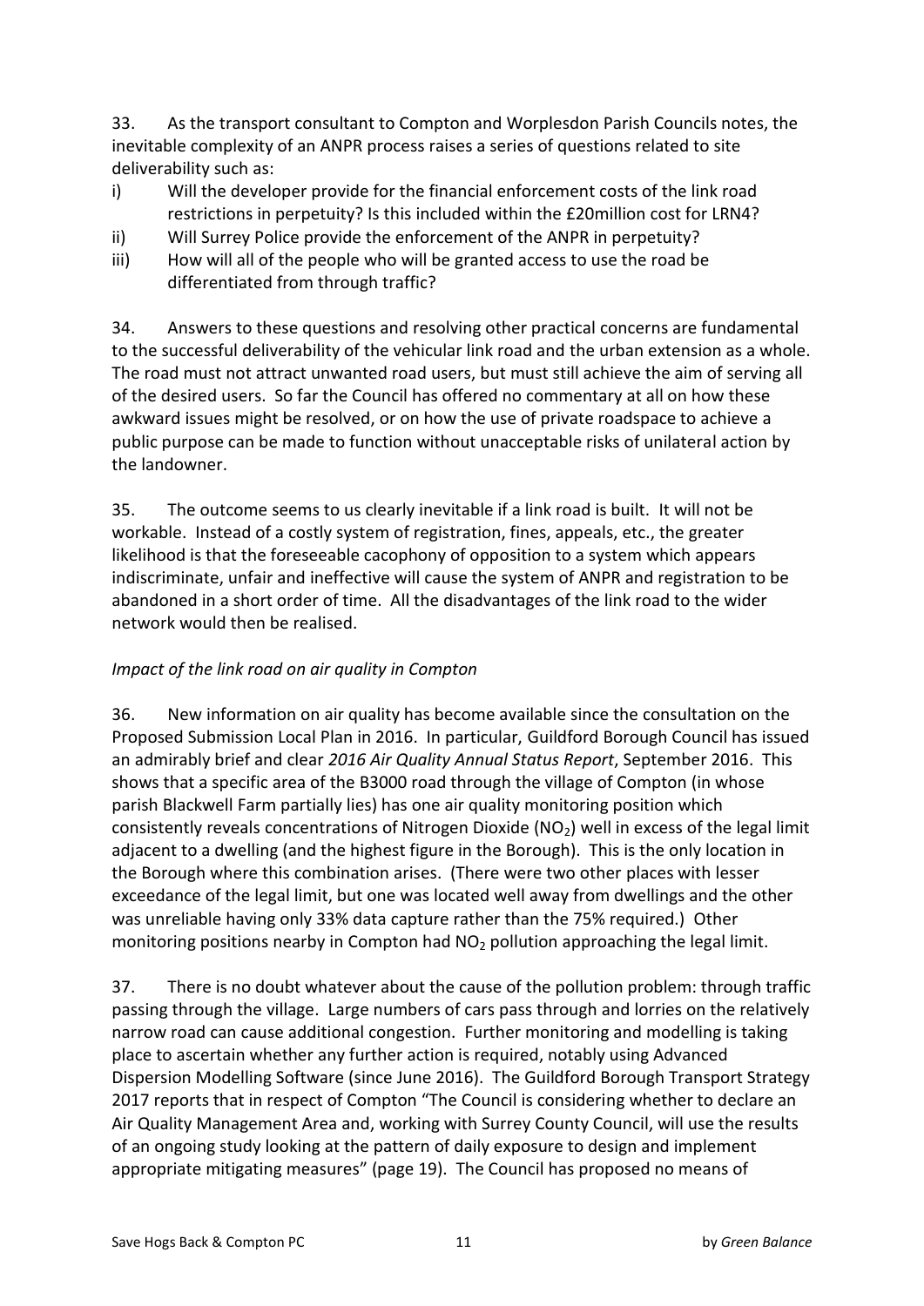33. As the transport consultant to Compton and Worplesdon Parish Councils notes, the inevitable complexity of an ANPR process raises a series of questions related to site deliverability such as:

i) Will the developer provide for the financial enforcement costs of the link road restrictions in perpetuity? Is this included within the £20million cost for LRN4?
ii) Will Surrey Police provide the enforcement of the ANPR in perpetuity?
iii) How will all of the people who will be granted access to use the road be differentiated from through traffic?

34. Answers to these questions and resolving other practical concerns are fundamental to the successful deliverability of the vehicular link road and the urban extension as a whole. The road must not attract unwanted road users, but must still achieve the aim of serving all of the desired users. So far the Council has offered no commentary at all on how these awkward issues might be resolved, or on how the use of private roadspace to achieve a public purpose can be made to function without unacceptable risks of unilateral action by the landowner.

35. The outcome seems to us clearly inevitable if a link road is built. It will not be workable. Instead of a costly system of registration, fines, appeals, etc., the greater likelihood is that the foreseeable cacophony of opposition to a system which appears indiscriminate, unfair and ineffective will cause the system of ANPR and registration to be abandoned in a short order of time. All the disadvantages of the link road to the wider network would then be realised.

*Impact of the link road on air quality in Compton*

36. New information on air quality has become available since the consultation on the Proposed Submission Local Plan in 2016. In particular, Guildford Borough Council has issued an admirably brief and clear *2016 Air Quality Annual Status Report*, September 2016. This shows that a specific area of the B3000 road through the village of Compton (in whose parish Blackwell Farm partially lies) has one air quality monitoring position which consistently reveals concentrations of Nitrogen Dioxide ($NO_2$) well in excess of the legal limit adjacent to a dwelling (and the highest figure in the Borough). This is the only location in the Borough where this combination arises. (There were two other places with lesser exceedance of the legal limit, but one was located well away from dwellings and the other was unreliable having only 33% data capture rather than the 75% required.) Other monitoring positions nearby in Compton had $NO_2$ pollution approaching the legal limit.

37. There is no doubt whatever about the cause of the pollution problem: through traffic passing through the village. Large numbers of cars pass through and lorries on the relatively narrow road can cause additional congestion. Further monitoring and modelling is taking place to ascertain whether any further action is required, notably using Advanced Dispersion Modelling Software (since June 2016). The Guildford Borough Transport Strategy 2017 reports that in respect of Compton "The Council is considering whether to declare an Air Quality Management Area and, working with Surrey County Council, will use the results of an ongoing study looking at the pattern of daily exposure to design and implement appropriate mitigating measures" (page 19). The Council has proposed no means of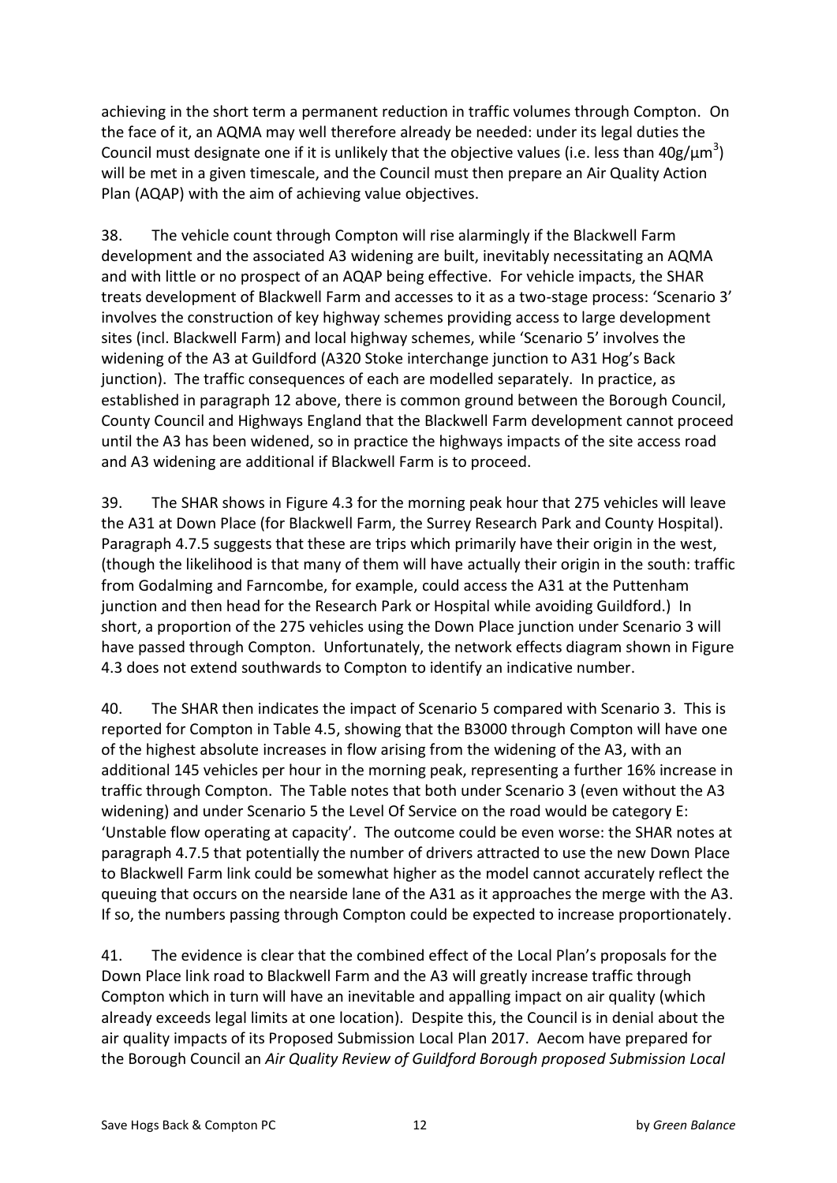achieving in the short term a permanent reduction in traffic volumes through Compton. On the face of it, an AQMA may well therefore already be needed: under its legal duties the Council must designate one if it is unlikely that the objective values (i.e. less than $40g/\mu m^3$) will be met in a given timescale, and the Council must then prepare an Air Quality Action Plan (AQAP) with the aim of achieving value objectives.

38. The vehicle count through Compton will rise alarmingly if the Blackwell Farm development and the associated A3 widening are built, inevitably necessitating an AQMA and with little or no prospect of an AQAP being effective. For vehicle impacts, the SHAR treats development of Blackwell Farm and accesses to it as a two-stage process: 'Scenario 3' involves the construction of key highway schemes providing access to large development sites (incl. Blackwell Farm) and local highway schemes, while 'Scenario 5' involves the widening of the A3 at Guildford (A320 Stoke interchange junction to A31 Hog's Back junction). The traffic consequences of each are modelled separately. In practice, as established in paragraph 12 above, there is common ground between the Borough Council, County Council and Highways England that the Blackwell Farm development cannot proceed until the A3 has been widened, so in practice the highways impacts of the site access road and A3 widening are additional if Blackwell Farm is to proceed.

39. The SHAR shows in Figure 4.3 for the morning peak hour that 275 vehicles will leave the A31 at Down Place (for Blackwell Farm, the Surrey Research Park and County Hospital). Paragraph 4.7.5 suggests that these are trips which primarily have their origin in the west, (though the likelihood is that many of them will have actually their origin in the south: traffic from Godalming and Farncombe, for example, could access the A31 at the Puttenham junction and then head for the Research Park or Hospital while avoiding Guildford.) In short, a proportion of the 275 vehicles using the Down Place junction under Scenario 3 will have passed through Compton. Unfortunately, the network effects diagram shown in Figure 4.3 does not extend southwards to Compton to identify an indicative number.

40. The SHAR then indicates the impact of Scenario 5 compared with Scenario 3. This is reported for Compton in Table 4.5, showing that the B3000 through Compton will have one of the highest absolute increases in flow arising from the widening of the A3, with an additional 145 vehicles per hour in the morning peak, representing a further 16% increase in traffic through Compton. The Table notes that both under Scenario 3 (even without the A3 widening) and under Scenario 5 the Level Of Service on the road would be category E: 'Unstable flow operating at capacity'. The outcome could be even worse: the SHAR notes at paragraph 4.7.5 that potentially the number of drivers attracted to use the new Down Place to Blackwell Farm link could be somewhat higher as the model cannot accurately reflect the queuing that occurs on the nearside lane of the A31 as it approaches the merge with the A3. If so, the numbers passing through Compton could be expected to increase proportionately.

41. The evidence is clear that the combined effect of the Local Plan's proposals for the Down Place link road to Blackwell Farm and the A3 will greatly increase traffic through Compton which in turn will have an inevitable and appalling impact on air quality (which already exceeds legal limits at one location). Despite this, the Council is in denial about the air quality impacts of its Proposed Submission Local Plan 2017. Aecom have prepared for the Borough Council an *Air Quality Review of Guildford Borough proposed Submission Local*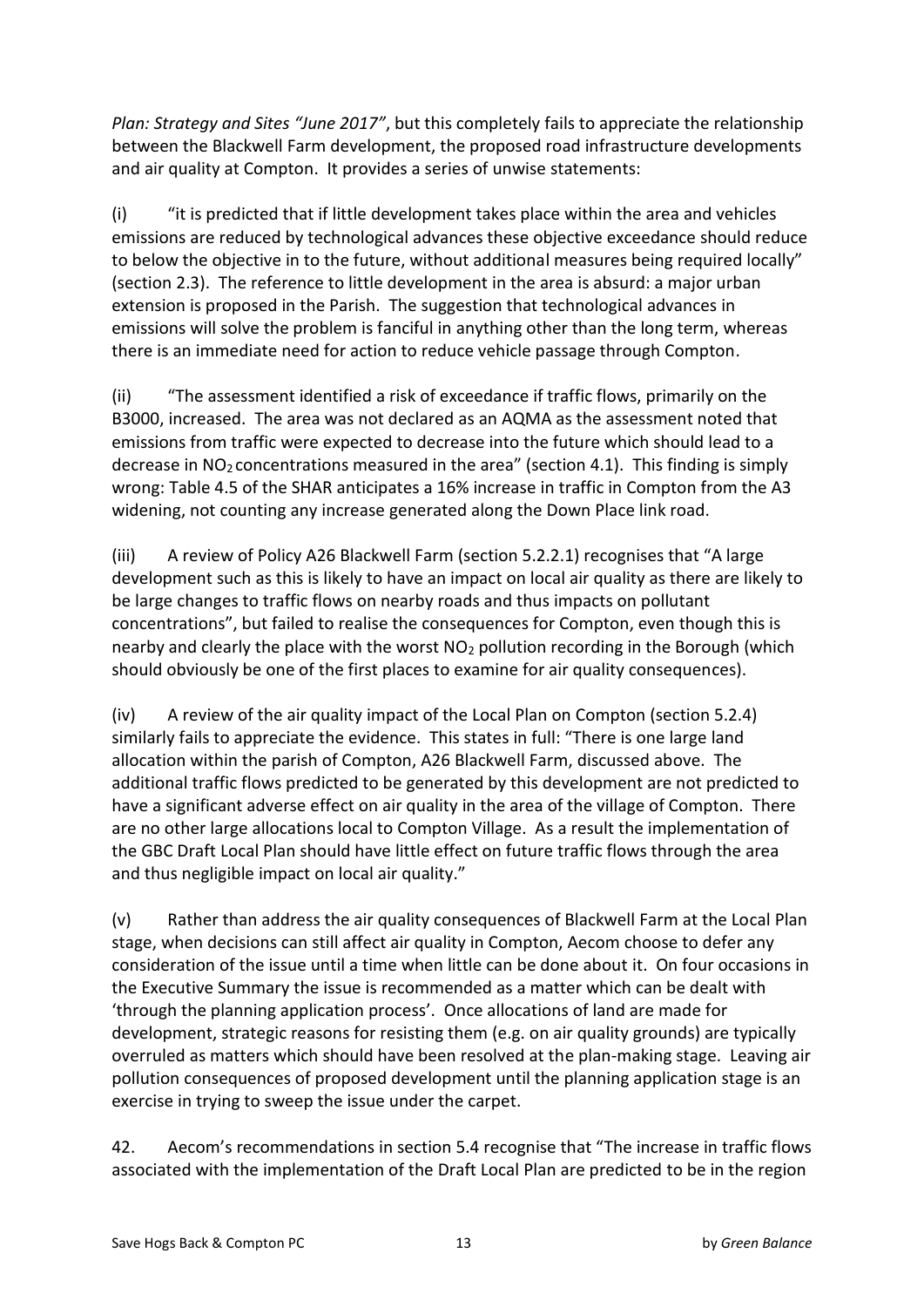*Plan: Strategy and Sites "June 2017"*, but this completely fails to appreciate the relationship between the Blackwell Farm development, the proposed road infrastructure developments and air quality at Compton. It provides a series of unwise statements:

(i) "it is predicted that if little development takes place within the area and vehicles emissions are reduced by technological advances these objective exceedance should reduce to below the objective in to the future, without additional measures being required locally" (section 2.3). The reference to little development in the area is absurd: a major urban extension is proposed in the Parish. The suggestion that technological advances in emissions will solve the problem is fanciful in anything other than the long term, whereas there is an immediate need for action to reduce vehicle passage through Compton.

(ii) "The assessment identified a risk of exceedance if traffic flows, primarily on the B3000, increased. The area was not declared as an AQMA as the assessment noted that emissions from traffic were expected to decrease into the future which should lead to a decrease in $NO_2$ concentrations measured in the area" (section 4.1). This finding is simply wrong: Table 4.5 of the SHAR anticipates a 16% increase in traffic in Compton from the A3 widening, not counting any increase generated along the Down Place link road.

(iii) A review of Policy A26 Blackwell Farm (section 5.2.2.1) recognises that "A large development such as this is likely to have an impact on local air quality as there are likely to be large changes to traffic flows on nearby roads and thus impacts on pollutant concentrations", but failed to realise the consequences for Compton, even though this is nearby and clearly the place with the worst $NO_2$ pollution recording in the Borough (which should obviously be one of the first places to examine for air quality consequences).

(iv) A review of the air quality impact of the Local Plan on Compton (section 5.2.4) similarly fails to appreciate the evidence. This states in full: "There is one large land allocation within the parish of Compton, A26 Blackwell Farm, discussed above. The additional traffic flows predicted to be generated by this development are not predicted to have a significant adverse effect on air quality in the area of the village of Compton. There are no other large allocations local to Compton Village. As a result the implementation of the GBC Draft Local Plan should have little effect on future traffic flows through the area and thus negligible impact on local air quality."

(v) Rather than address the air quality consequences of Blackwell Farm at the Local Plan stage, when decisions can still affect air quality in Compton, Aecom choose to defer any consideration of the issue until a time when little can be done about it. On four occasions in the Executive Summary the issue is recommended as a matter which can be dealt with 'through the planning application process'. Once allocations of land are made for development, strategic reasons for resisting them (e.g. on air quality grounds) are typically overruled as matters which should have been resolved at the plan-making stage. Leaving air pollution consequences of proposed development until the planning application stage is an exercise in trying to sweep the issue under the carpet.

42. Aecom's recommendations in section 5.4 recognise that "The increase in traffic flows associated with the implementation of the Draft Local Plan are predicted to be in the region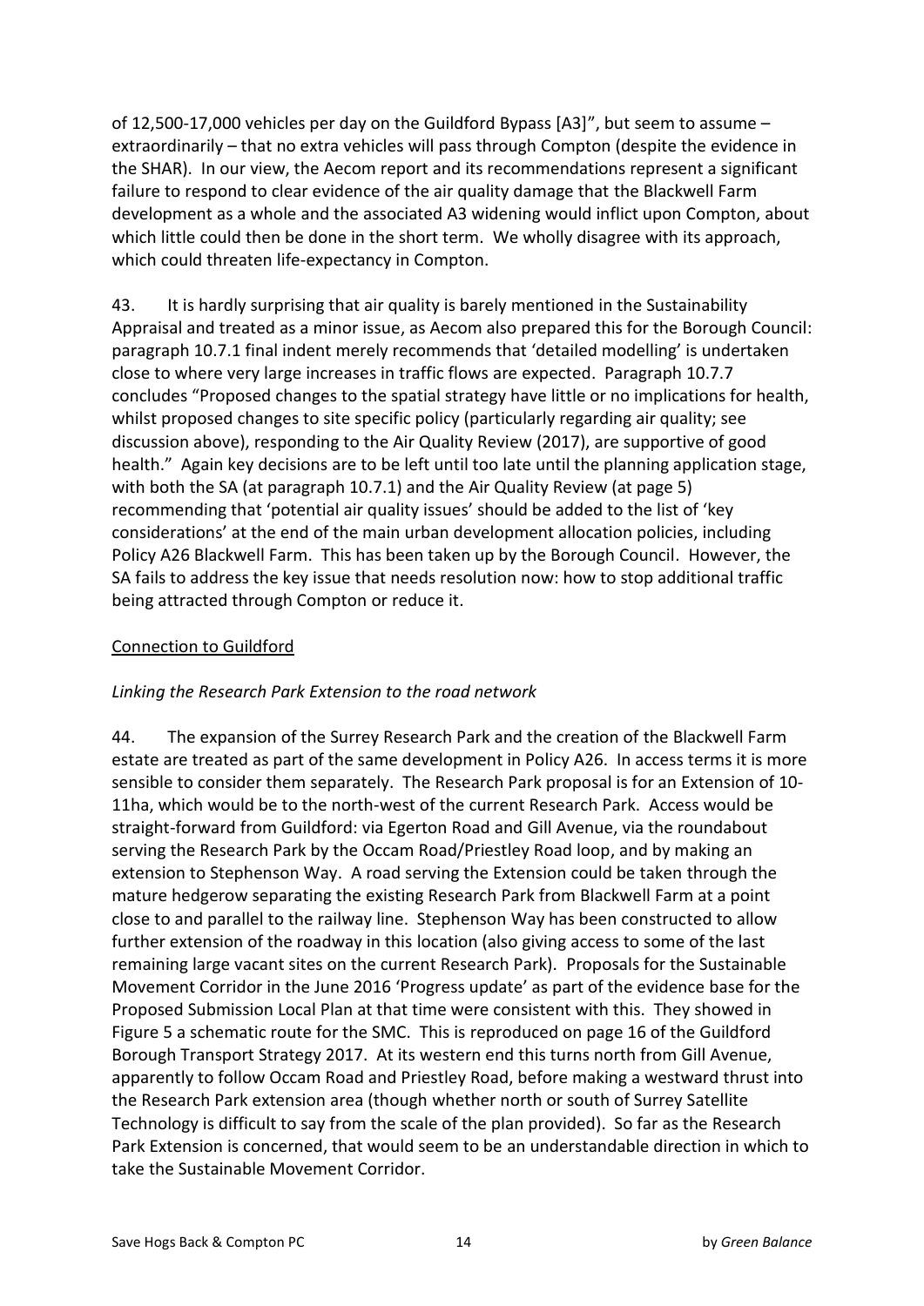of 12,500-17,000 vehicles per day on the Guildford Bypass [A3]", but seem to assume – extraordinarily – that no extra vehicles will pass through Compton (despite the evidence in the SHAR). In our view, the Aecom report and its recommendations represent a significant failure to respond to clear evidence of the air quality damage that the Blackwell Farm development as a whole and the associated A3 widening would inflict upon Compton, about which little could then be done in the short term. We wholly disagree with its approach, which could threaten life-expectancy in Compton.

43. It is hardly surprising that air quality is barely mentioned in the Sustainability Appraisal and treated as a minor issue, as Aecom also prepared this for the Borough Council: paragraph 10.7.1 final indent merely recommends that 'detailed modelling' is undertaken close to where very large increases in traffic flows are expected. Paragraph 10.7.7 concludes "Proposed changes to the spatial strategy have little or no implications for health, whilst proposed changes to site specific policy (particularly regarding air quality; see discussion above), responding to the Air Quality Review (2017), are supportive of good health." Again key decisions are to be left until too late until the planning application stage, with both the SA (at paragraph 10.7.1) and the Air Quality Review (at page 5) recommending that 'potential air quality issues' should be added to the list of 'key considerations' at the end of the main urban development allocation policies, including Policy A26 Blackwell Farm. This has been taken up by the Borough Council. However, the SA fails to address the key issue that needs resolution now: how to stop additional traffic being attracted through Compton or reduce it.

<u>Connection to Guildford</u>

*Linking the Research Park Extension to the road network*

44. The expansion of the Surrey Research Park and the creation of the Blackwell Farm estate are treated as part of the same development in Policy A26. In access terms it is more sensible to consider them separately. The Research Park proposal is for an Extension of 10-11ha, which would be to the north-west of the current Research Park. Access would be straight-forward from Guildford: via Egerton Road and Gill Avenue, via the roundabout serving the Research Park by the Occam Road/Priestley Road loop, and by making an extension to Stephenson Way. A road serving the Extension could be taken through the mature hedgerow separating the existing Research Park from Blackwell Farm at a point close to and parallel to the railway line. Stephenson Way has been constructed to allow further extension of the roadway in this location (also giving access to some of the last remaining large vacant sites on the current Research Park). Proposals for the Sustainable Movement Corridor in the June 2016 'Progress update' as part of the evidence base for the Proposed Submission Local Plan at that time were consistent with this. They showed in Figure 5 a schematic route for the SMC. This is reproduced on page 16 of the Guildford Borough Transport Strategy 2017. At its western end this turns north from Gill Avenue, apparently to follow Occam Road and Priestley Road, before making a westward thrust into the Research Park extension area (though whether north or south of Surrey Satellite Technology is difficult to say from the scale of the plan provided). So far as the Research Park Extension is concerned, that would seem to be an understandable direction in which to take the Sustainable Movement Corridor.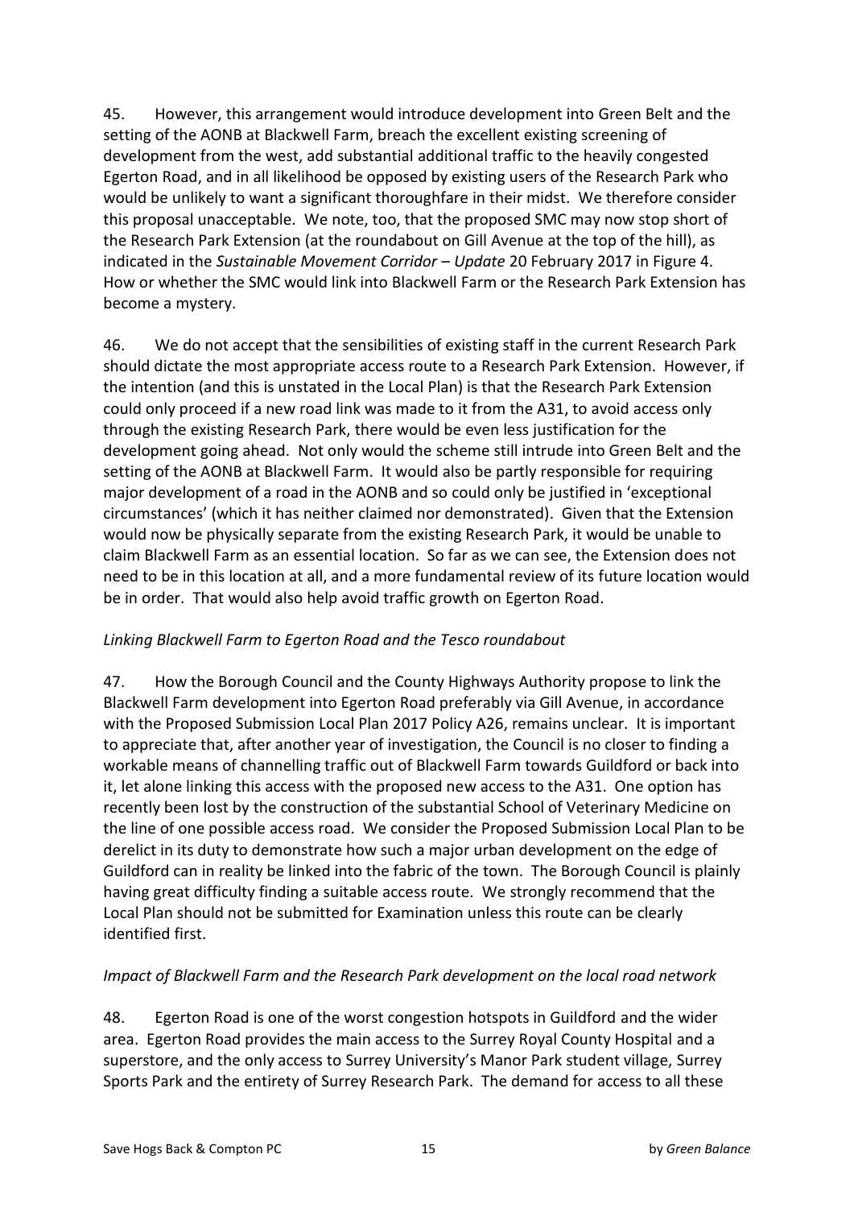45. However, this arrangement would introduce development into Green Belt and the setting of the AONB at Blackwell Farm, breach the excellent existing screening of development from the west, add substantial additional traffic to the heavily congested Egerton Road, and in all likelihood be opposed by existing users of the Research Park who would be unlikely to want a significant thoroughfare in their midst. We therefore consider this proposal unacceptable. We note, too, that the proposed SMC may now stop short of the Research Park Extension (at the roundabout on Gill Avenue at the top of the hill), as indicated in the *Sustainable Movement Corridor – Update* 20 February 2017 in Figure 4. How or whether the SMC would link into Blackwell Farm or the Research Park Extension has become a mystery.

46. We do not accept that the sensibilities of existing staff in the current Research Park should dictate the most appropriate access route to a Research Park Extension. However, if the intention (and this is unstated in the Local Plan) is that the Research Park Extension could only proceed if a new road link was made to it from the A31, to avoid access only through the existing Research Park, there would be even less justification for the development going ahead. Not only would the scheme still intrude into Green Belt and the setting of the AONB at Blackwell Farm. It would also be partly responsible for requiring major development of a road in the AONB and so could only be justified in 'exceptional circumstances' (which it has neither claimed nor demonstrated). Given that the Extension would now be physically separate from the existing Research Park, it would be unable to claim Blackwell Farm as an essential location. So far as we can see, the Extension does not need to be in this location at all, and a more fundamental review of its future location would be in order. That would also help avoid traffic growth on Egerton Road.

*Linking Blackwell Farm to Egerton Road and the Tesco roundabout*

47. How the Borough Council and the County Highways Authority propose to link the Blackwell Farm development into Egerton Road preferably via Gill Avenue, in accordance with the Proposed Submission Local Plan 2017 Policy A26, remains unclear. It is important to appreciate that, after another year of investigation, the Council is no closer to finding a workable means of channelling traffic out of Blackwell Farm towards Guildford or back into it, let alone linking this access with the proposed new access to the A31. One option has recently been lost by the construction of the substantial School of Veterinary Medicine on the line of one possible access road. We consider the Proposed Submission Local Plan to be derelict in its duty to demonstrate how such a major urban development on the edge of Guildford can in reality be linked into the fabric of the town. The Borough Council is plainly having great difficulty finding a suitable access route. We strongly recommend that the Local Plan should not be submitted for Examination unless this route can be clearly identified first.

*Impact of Blackwell Farm and the Research Park development on the local road network*

48. Egerton Road is one of the worst congestion hotspots in Guildford and the wider area. Egerton Road provides the main access to the Surrey Royal County Hospital and a superstore, and the only access to Surrey University's Manor Park student village, Surrey Sports Park and the entirety of Surrey Research Park. The demand for access to all these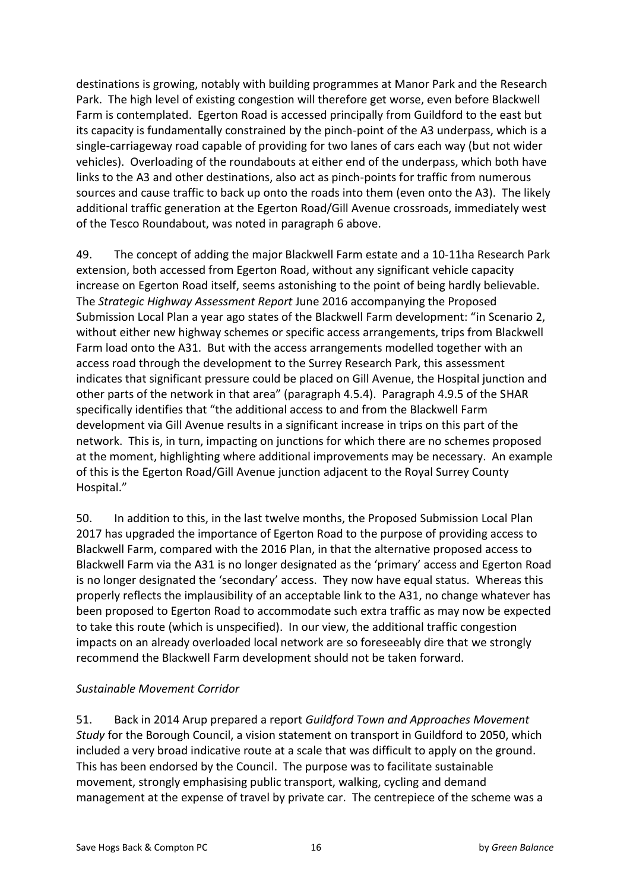destinations is growing, notably with building programmes at Manor Park and the Research Park. The high level of existing congestion will therefore get worse, even before Blackwell Farm is contemplated. Egerton Road is accessed principally from Guildford to the east but its capacity is fundamentally constrained by the pinch-point of the A3 underpass, which is a single-carriageway road capable of providing for two lanes of cars each way (but not wider vehicles). Overloading of the roundabouts at either end of the underpass, which both have links to the A3 and other destinations, also act as pinch-points for traffic from numerous sources and cause traffic to back up onto the roads into them (even onto the A3). The likely additional traffic generation at the Egerton Road/Gill Avenue crossroads, immediately west of the Tesco Roundabout, was noted in paragraph 6 above.

49. The concept of adding the major Blackwell Farm estate and a 10-11ha Research Park extension, both accessed from Egerton Road, without any significant vehicle capacity increase on Egerton Road itself, seems astonishing to the point of being hardly believable. The *Strategic Highway Assessment Report* June 2016 accompanying the Proposed Submission Local Plan a year ago states of the Blackwell Farm development: "in Scenario 2, without either new highway schemes or specific access arrangements, trips from Blackwell Farm load onto the A31. But with the access arrangements modelled together with an access road through the development to the Surrey Research Park, this assessment indicates that significant pressure could be placed on Gill Avenue, the Hospital junction and other parts of the network in that area" (paragraph 4.5.4). Paragraph 4.9.5 of the SHAR specifically identifies that "the additional access to and from the Blackwell Farm development via Gill Avenue results in a significant increase in trips on this part of the network. This is, in turn, impacting on junctions for which there are no schemes proposed at the moment, highlighting where additional improvements may be necessary. An example of this is the Egerton Road/Gill Avenue junction adjacent to the Royal Surrey County Hospital."

50. In addition to this, in the last twelve months, the Proposed Submission Local Plan 2017 has upgraded the importance of Egerton Road to the purpose of providing access to Blackwell Farm, compared with the 2016 Plan, in that the alternative proposed access to Blackwell Farm via the A31 is no longer designated as the 'primary' access and Egerton Road is no longer designated the 'secondary' access. They now have equal status. Whereas this properly reflects the implausibility of an acceptable link to the A31, no change whatever has been proposed to Egerton Road to accommodate such extra traffic as may now be expected to take this route (which is unspecified). In our view, the additional traffic congestion impacts on an already overloaded local network are so foreseeably dire that we strongly recommend the Blackwell Farm development should not be taken forward.

*Sustainable Movement Corridor*

51. Back in 2014 Arup prepared a report *Guildford Town and Approaches Movement Study* for the Borough Council, a vision statement on transport in Guildford to 2050, which included a very broad indicative route at a scale that was difficult to apply on the ground. This has been endorsed by the Council. The purpose was to facilitate sustainable movement, strongly emphasising public transport, walking, cycling and demand management at the expense of travel by private car. The centrepiece of the scheme was a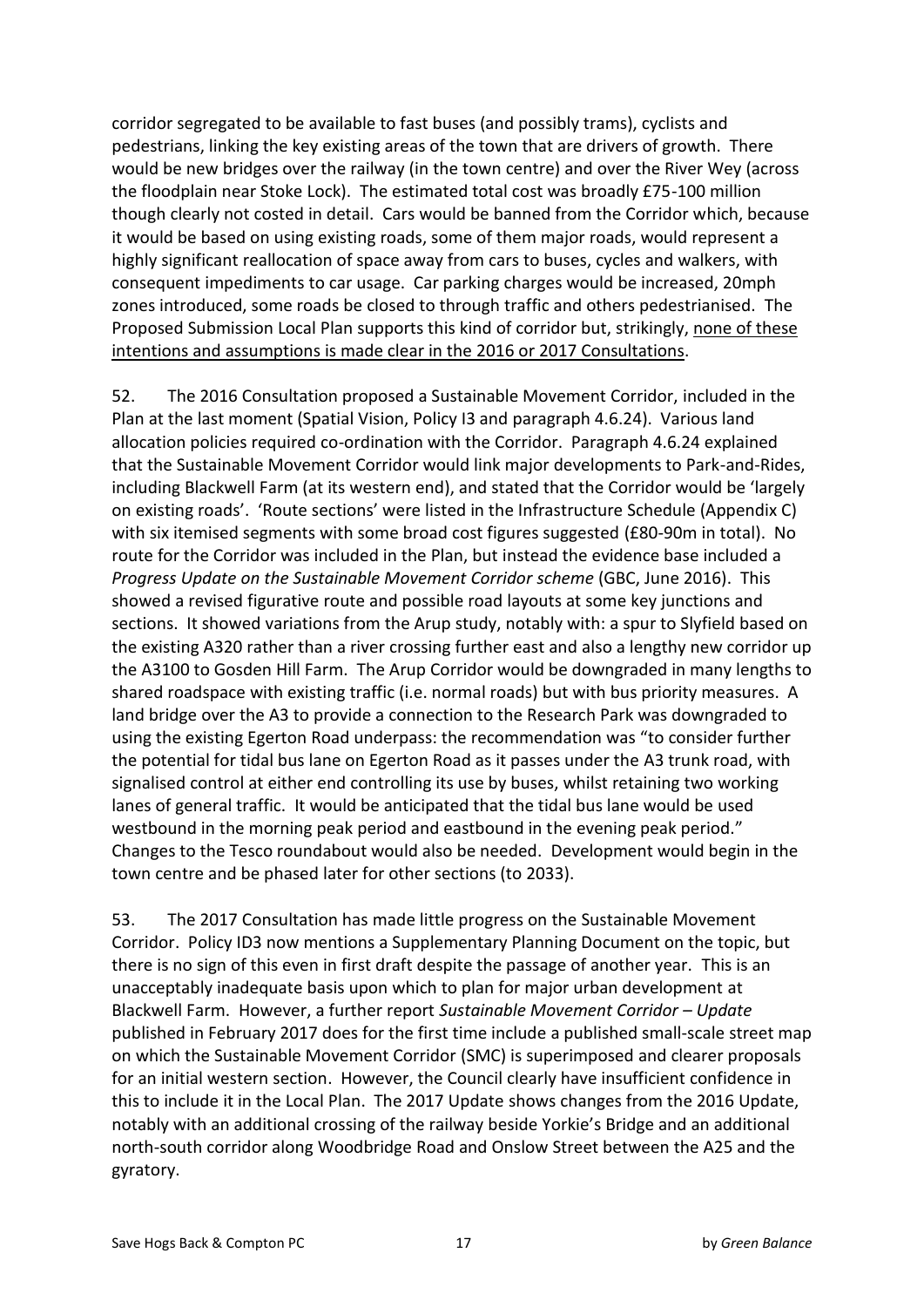corridor segregated to be available to fast buses (and possibly trams), cyclists and pedestrians, linking the key existing areas of the town that are drivers of growth. There would be new bridges over the railway (in the town centre) and over the River Wey (across the floodplain near Stoke Lock). The estimated total cost was broadly £75-100 million though clearly not costed in detail. Cars would be banned from the Corridor which, because it would be based on using existing roads, some of them major roads, would represent a highly significant reallocation of space away from cars to buses, cycles and walkers, with consequent impediments to car usage. Car parking charges would be increased, 20mph zones introduced, some roads be closed to through traffic and others pedestrianised. The Proposed Submission Local Plan supports this kind of corridor but, strikingly, <u>none of these intentions and assumptions is made clear in the 2016 or 2017 Consultations</u>.

52. The 2016 Consultation proposed a Sustainable Movement Corridor, included in the Plan at the last moment (Spatial Vision, Policy I3 and paragraph 4.6.24). Various land allocation policies required co-ordination with the Corridor. Paragraph 4.6.24 explained that the Sustainable Movement Corridor would link major developments to Park-and-Rides, including Blackwell Farm (at its western end), and stated that the Corridor would be 'largely on existing roads'. 'Route sections' were listed in the Infrastructure Schedule (Appendix C) with six itemised segments with some broad cost figures suggested (£80-90m in total). No route for the Corridor was included in the Plan, but instead the evidence base included a *Progress Update on the Sustainable Movement Corridor scheme* (GBC, June 2016). This showed a revised figurative route and possible road layouts at some key junctions and sections. It showed variations from the Arup study, notably with: a spur to Slyfield based on the existing A320 rather than a river crossing further east and also a lengthy new corridor up the A3100 to Gosden Hill Farm. The Arup Corridor would be downgraded in many lengths to shared roadspace with existing traffic (i.e. normal roads) but with bus priority measures. A land bridge over the A3 to provide a connection to the Research Park was downgraded to using the existing Egerton Road underpass: the recommendation was "to consider further the potential for tidal bus lane on Egerton Road as it passes under the A3 trunk road, with signalised control at either end controlling its use by buses, whilst retaining two working lanes of general traffic. It would be anticipated that the tidal bus lane would be used westbound in the morning peak period and eastbound in the evening peak period." Changes to the Tesco roundabout would also be needed. Development would begin in the town centre and be phased later for other sections (to 2033).

53. The 2017 Consultation has made little progress on the Sustainable Movement Corridor. Policy ID3 now mentions a Supplementary Planning Document on the topic, but there is no sign of this even in first draft despite the passage of another year. This is an unacceptably inadequate basis upon which to plan for major urban development at Blackwell Farm. However, a further report *Sustainable Movement Corridor – Update* published in February 2017 does for the first time include a published small-scale street map on which the Sustainable Movement Corridor (SMC) is superimposed and clearer proposals for an initial western section. However, the Council clearly have insufficient confidence in this to include it in the Local Plan. The 2017 Update shows changes from the 2016 Update, notably with an additional crossing of the railway beside Yorkie's Bridge and an additional north-south corridor along Woodbridge Road and Onslow Street between the A25 and the gyratory.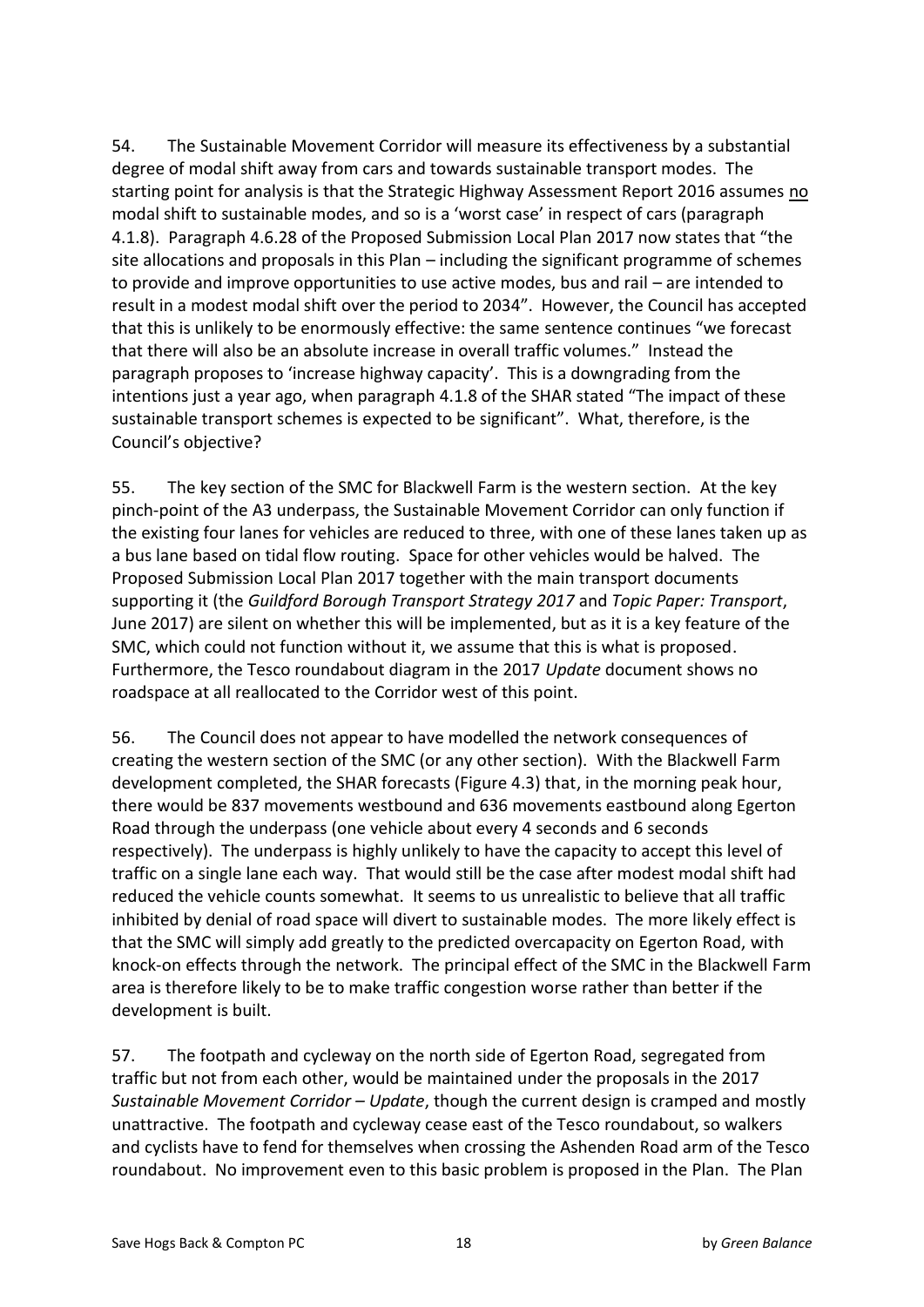54. The Sustainable Movement Corridor will measure its effectiveness by a substantial degree of modal shift away from cars and towards sustainable transport modes. The starting point for analysis is that the Strategic Highway Assessment Report 2016 assumes <u>no</u> modal shift to sustainable modes, and so is a 'worst case' in respect of cars (paragraph 4.1.8). Paragraph 4.6.28 of the Proposed Submission Local Plan 2017 now states that "the site allocations and proposals in this Plan – including the significant programme of schemes to provide and improve opportunities to use active modes, bus and rail – are intended to result in a modest modal shift over the period to 2034". However, the Council has accepted that this is unlikely to be enormously effective: the same sentence continues "we forecast that there will also be an absolute increase in overall traffic volumes." Instead the paragraph proposes to 'increase highway capacity'. This is a downgrading from the intentions just a year ago, when paragraph 4.1.8 of the SHAR stated "The impact of these sustainable transport schemes is expected to be significant". What, therefore, is the Council's objective?

55. The key section of the SMC for Blackwell Farm is the western section. At the key pinch-point of the A3 underpass, the Sustainable Movement Corridor can only function if the existing four lanes for vehicles are reduced to three, with one of these lanes taken up as a bus lane based on tidal flow routing. Space for other vehicles would be halved. The Proposed Submission Local Plan 2017 together with the main transport documents supporting it (the *Guildford Borough Transport Strategy 2017* and *Topic Paper: Transport*, June 2017) are silent on whether this will be implemented, but as it is a key feature of the SMC, which could not function without it, we assume that this is what is proposed. Furthermore, the Tesco roundabout diagram in the 2017 *Update* document shows no roadspace at all reallocated to the Corridor west of this point.

56. The Council does not appear to have modelled the network consequences of creating the western section of the SMC (or any other section). With the Blackwell Farm development completed, the SHAR forecasts (Figure 4.3) that, in the morning peak hour, there would be 837 movements westbound and 636 movements eastbound along Egerton Road through the underpass (one vehicle about every 4 seconds and 6 seconds respectively). The underpass is highly unlikely to have the capacity to accept this level of traffic on a single lane each way. That would still be the case after modest modal shift had reduced the vehicle counts somewhat. It seems to us unrealistic to believe that all traffic inhibited by denial of road space will divert to sustainable modes. The more likely effect is that the SMC will simply add greatly to the predicted overcapacity on Egerton Road, with knock-on effects through the network. The principal effect of the SMC in the Blackwell Farm area is therefore likely to be to make traffic congestion worse rather than better if the development is built.

57. The footpath and cycleway on the north side of Egerton Road, segregated from traffic but not from each other, would be maintained under the proposals in the 2017 *Sustainable Movement Corridor – Update*, though the current design is cramped and mostly unattractive. The footpath and cycleway cease east of the Tesco roundabout, so walkers and cyclists have to fend for themselves when crossing the Ashenden Road arm of the Tesco roundabout. No improvement even to this basic problem is proposed in the Plan. The Plan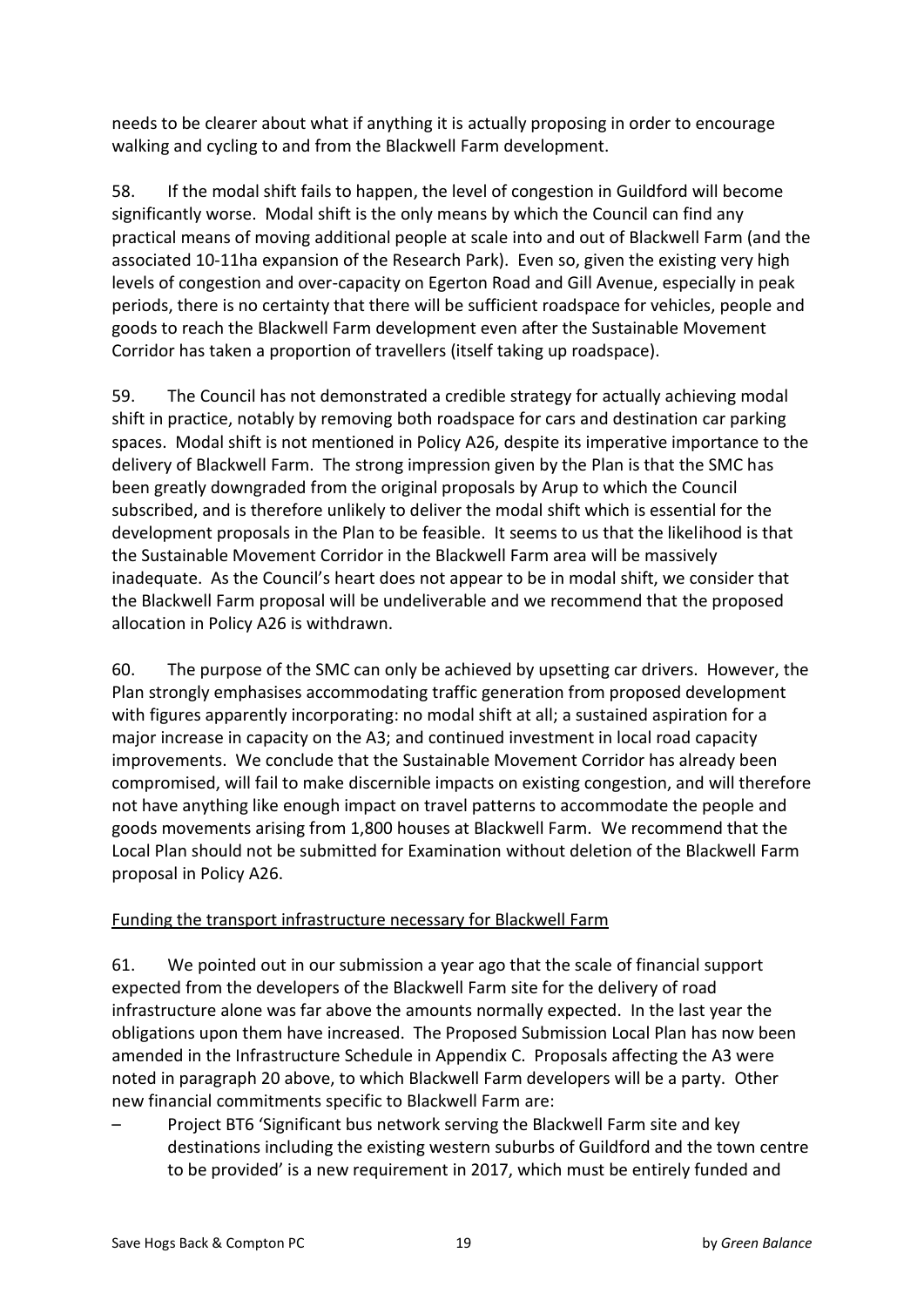needs to be clearer about what if anything it is actually proposing in order to encourage walking and cycling to and from the Blackwell Farm development.

58. If the modal shift fails to happen, the level of congestion in Guildford will become significantly worse. Modal shift is the only means by which the Council can find any practical means of moving additional people at scale into and out of Blackwell Farm (and the associated 10-11ha expansion of the Research Park). Even so, given the existing very high levels of congestion and over-capacity on Egerton Road and Gill Avenue, especially in peak periods, there is no certainty that there will be sufficient roadspace for vehicles, people and goods to reach the Blackwell Farm development even after the Sustainable Movement Corridor has taken a proportion of travellers (itself taking up roadspace).

59. The Council has not demonstrated a credible strategy for actually achieving modal shift in practice, notably by removing both roadspace for cars and destination car parking spaces. Modal shift is not mentioned in Policy A26, despite its imperative importance to the delivery of Blackwell Farm. The strong impression given by the Plan is that the SMC has been greatly downgraded from the original proposals by Arup to which the Council subscribed, and is therefore unlikely to deliver the modal shift which is essential for the development proposals in the Plan to be feasible. It seems to us that the likelihood is that the Sustainable Movement Corridor in the Blackwell Farm area will be massively inadequate. As the Council's heart does not appear to be in modal shift, we consider that the Blackwell Farm proposal will be undeliverable and we recommend that the proposed allocation in Policy A26 is withdrawn.

60. The purpose of the SMC can only be achieved by upsetting car drivers. However, the Plan strongly emphasises accommodating traffic generation from proposed development with figures apparently incorporating: no modal shift at all; a sustained aspiration for a major increase in capacity on the A3; and continued investment in local road capacity improvements. We conclude that the Sustainable Movement Corridor has already been compromised, will fail to make discernible impacts on existing congestion, and will therefore not have anything like enough impact on travel patterns to accommodate the people and goods movements arising from 1,800 houses at Blackwell Farm. We recommend that the Local Plan should not be submitted for Examination without deletion of the Blackwell Farm proposal in Policy A26.

<u>Funding the transport infrastructure necessary for Blackwell Farm</u>

61. We pointed out in our submission a year ago that the scale of financial support expected from the developers of the Blackwell Farm site for the delivery of road infrastructure alone was far above the amounts normally expected. In the last year the obligations upon them have increased. The Proposed Submission Local Plan has now been amended in the Infrastructure Schedule in Appendix C. Proposals affecting the A3 were noted in paragraph 20 above, to which Blackwell Farm developers will be a party. Other new financial commitments specific to Blackwell Farm are:

– Project BT6 'Significant bus network serving the Blackwell Farm site and key destinations including the existing western suburbs of Guildford and the town centre to be provided' is a new requirement in 2017, which must be entirely funded and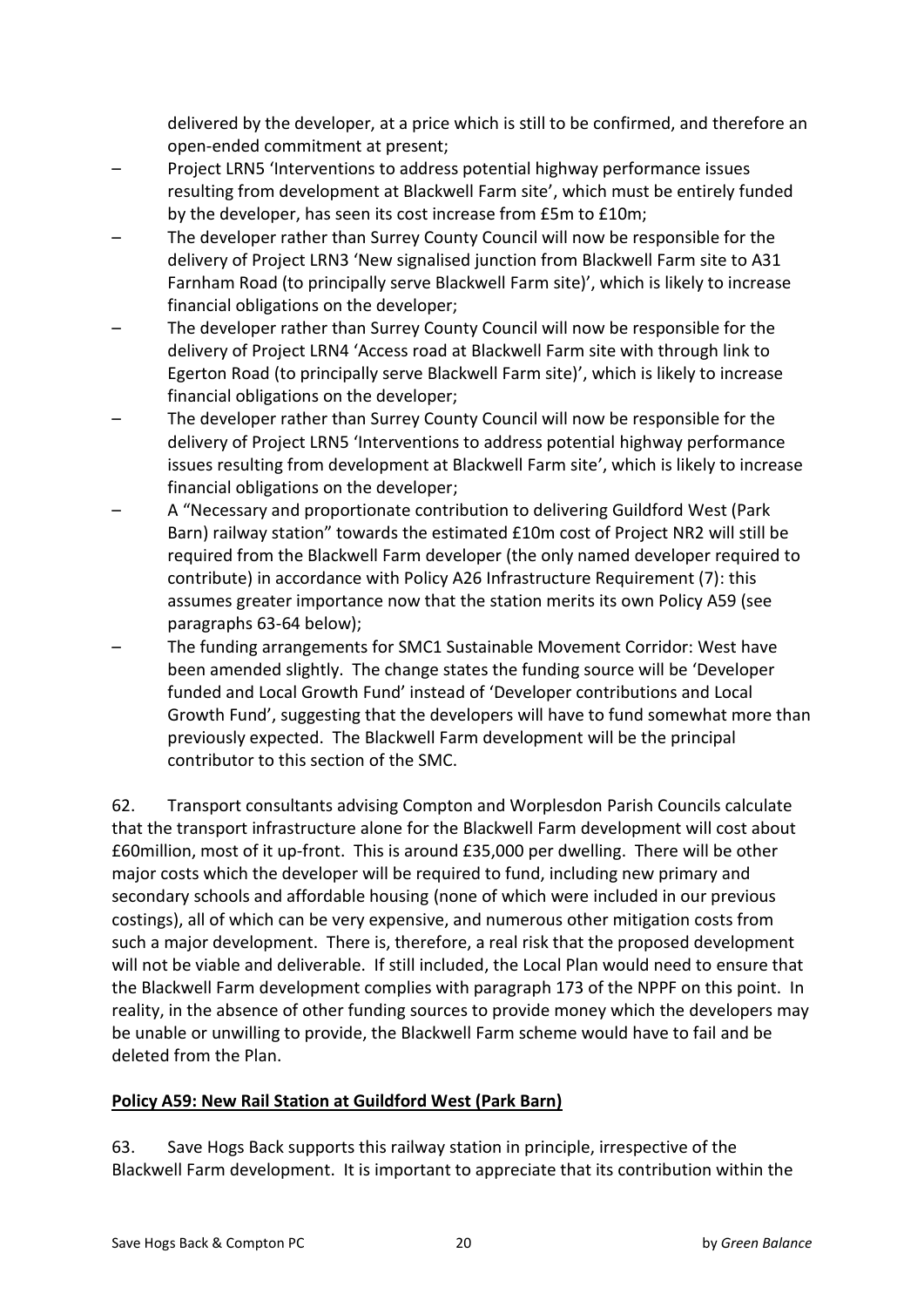delivered by the developer, at a price which is still to be confirmed, and therefore an open-ended commitment at present;

- Project LRN5 'Interventions to address potential highway performance issues resulting from development at Blackwell Farm site', which must be entirely funded by the developer, has seen its cost increase from £5m to £10m;
- The developer rather than Surrey County Council will now be responsible for the delivery of Project LRN3 'New signalised junction from Blackwell Farm site to A31 Farnham Road (to principally serve Blackwell Farm site)', which is likely to increase financial obligations on the developer;
- The developer rather than Surrey County Council will now be responsible for the delivery of Project LRN4 'Access road at Blackwell Farm site with through link to Egerton Road (to principally serve Blackwell Farm site)', which is likely to increase financial obligations on the developer;
- The developer rather than Surrey County Council will now be responsible for the delivery of Project LRN5 'Interventions to address potential highway performance issues resulting from development at Blackwell Farm site', which is likely to increase financial obligations on the developer;
- A "Necessary and proportionate contribution to delivering Guildford West (Park Barn) railway station" towards the estimated £10m cost of Project NR2 will still be required from the Blackwell Farm developer (the only named developer required to contribute) in accordance with Policy A26 Infrastructure Requirement (7): this assumes greater importance now that the station merits its own Policy A59 (see paragraphs 63-64 below);
- The funding arrangements for SMC1 Sustainable Movement Corridor: West have been amended slightly. The change states the funding source will be 'Developer funded and Local Growth Fund' instead of 'Developer contributions and Local Growth Fund', suggesting that the developers will have to fund somewhat more than previously expected. The Blackwell Farm development will be the principal contributor to this section of the SMC.

62. Transport consultants advising Compton and Worplesdon Parish Councils calculate that the transport infrastructure alone for the Blackwell Farm development will cost about £60million, most of it up-front. This is around £35,000 per dwelling. There will be other major costs which the developer will be required to fund, including new primary and secondary schools and affordable housing (none of which were included in our previous costings), all of which can be very expensive, and numerous other mitigation costs from such a major development. There is, therefore, a real risk that the proposed development will not be viable and deliverable. If still included, the Local Plan would need to ensure that the Blackwell Farm development complies with paragraph 173 of the NPPF on this point. In reality, in the absence of other funding sources to provide money which the developers may be unable or unwilling to provide, the Blackwell Farm scheme would have to fail and be deleted from the Plan.

**Policy A59: New Rail Station at Guildford West (Park Barn)**

63. Save Hogs Back supports this railway station in principle, irrespective of the Blackwell Farm development. It is important to appreciate that its contribution within the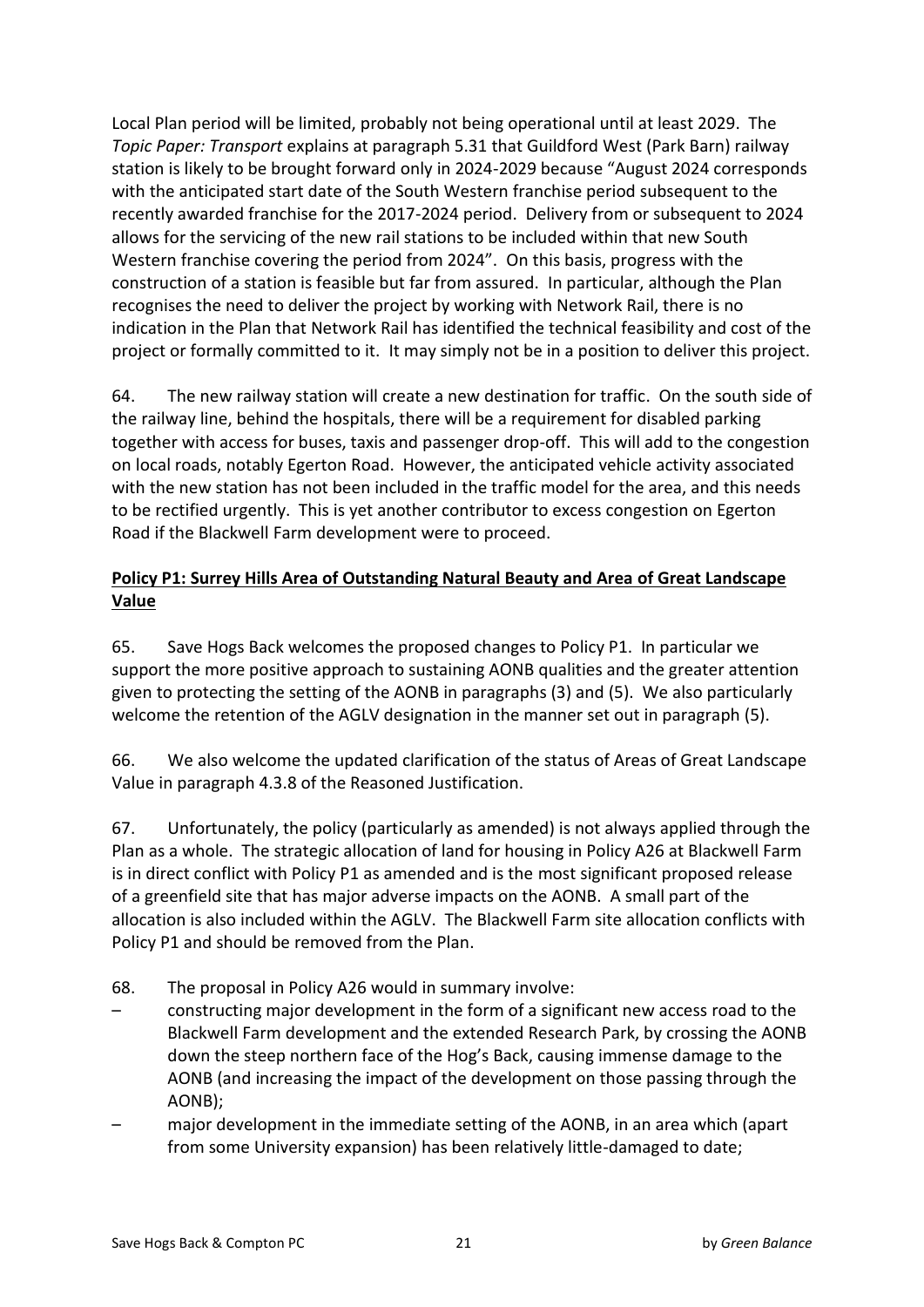Local Plan period will be limited, probably not being operational until at least 2029. The *Topic Paper: Transport* explains at paragraph 5.31 that Guildford West (Park Barn) railway station is likely to be brought forward only in 2024-2029 because "August 2024 corresponds with the anticipated start date of the South Western franchise period subsequent to the recently awarded franchise for the 2017-2024 period. Delivery from or subsequent to 2024 allows for the servicing of the new rail stations to be included within that new South Western franchise covering the period from 2024". On this basis, progress with the construction of a station is feasible but far from assured. In particular, although the Plan recognises the need to deliver the project by working with Network Rail, there is no indication in the Plan that Network Rail has identified the technical feasibility and cost of the project or formally committed to it. It may simply not be in a position to deliver this project.

64. The new railway station will create a new destination for traffic. On the south side of the railway line, behind the hospitals, there will be a requirement for disabled parking together with access for buses, taxis and passenger drop-off. This will add to the congestion on local roads, notably Egerton Road. However, the anticipated vehicle activity associated with the new station has not been included in the traffic model for the area, and this needs to be rectified urgently. This is yet another contributor to excess congestion on Egerton Road if the Blackwell Farm development were to proceed.

**Policy P1: Surrey Hills Area of Outstanding Natural Beauty and Area of Great Landscape Value**

65. Save Hogs Back welcomes the proposed changes to Policy P1. In particular we support the more positive approach to sustaining AONB qualities and the greater attention given to protecting the setting of the AONB in paragraphs (3) and (5). We also particularly welcome the retention of the AGLV designation in the manner set out in paragraph (5).

66. We also welcome the updated clarification of the status of Areas of Great Landscape Value in paragraph 4.3.8 of the Reasoned Justification.

67. Unfortunately, the policy (particularly as amended) is not always applied through the Plan as a whole. The strategic allocation of land for housing in Policy A26 at Blackwell Farm is in direct conflict with Policy P1 as amended and is the most significant proposed release of a greenfield site that has major adverse impacts on the AONB. A small part of the allocation is also included within the AGLV. The Blackwell Farm site allocation conflicts with Policy P1 and should be removed from the Plan.

68. The proposal in Policy A26 would in summary involve:

– constructing major development in the form of a significant new access road to the Blackwell Farm development and the extended Research Park, by crossing the AONB down the steep northern face of the Hog's Back, causing immense damage to the AONB (and increasing the impact of the development on those passing through the AONB);

– major development in the immediate setting of the AONB, in an area which (apart from some University expansion) has been relatively little-damaged to date;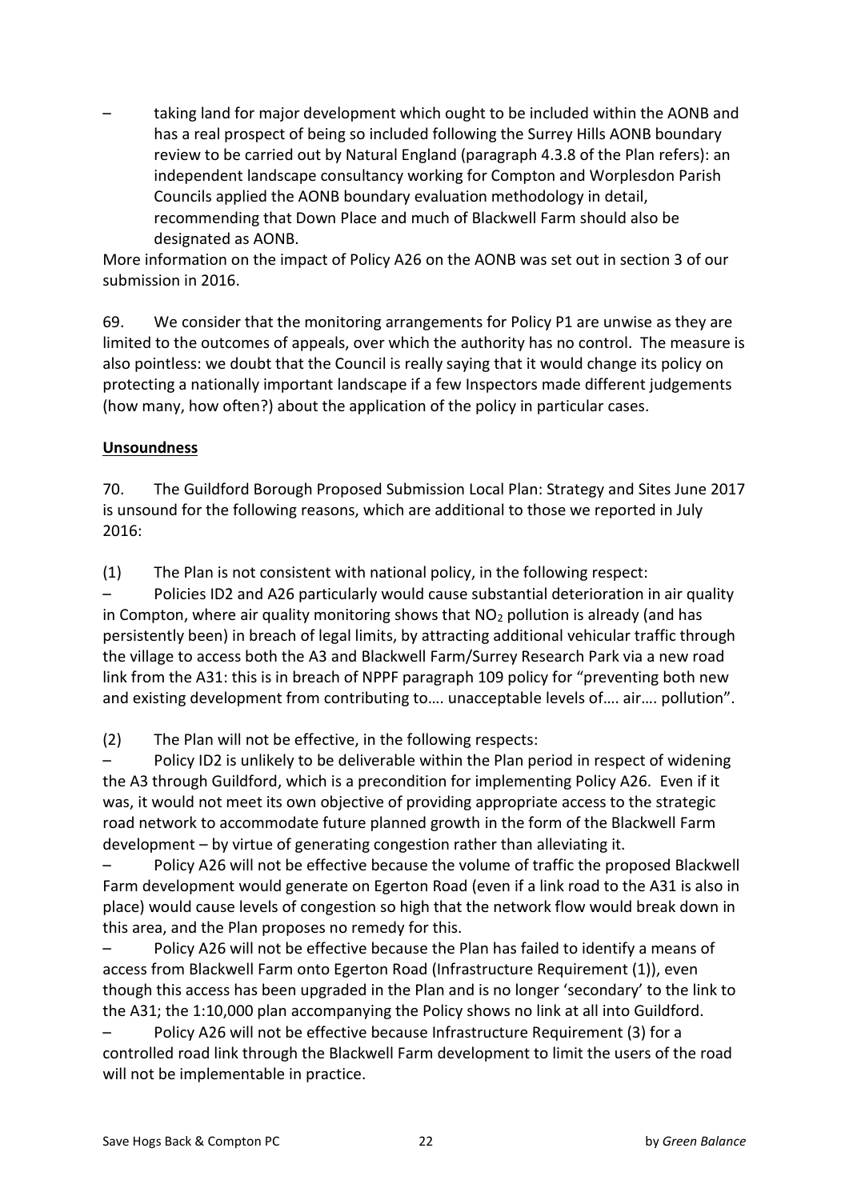– taking land for major development which ought to be included within the AONB and has a real prospect of being so included following the Surrey Hills AONB boundary review to be carried out by Natural England (paragraph 4.3.8 of the Plan refers): an independent landscape consultancy working for Compton and Worplesdon Parish Councils applied the AONB boundary evaluation methodology in detail, recommending that Down Place and much of Blackwell Farm should also be designated as AONB.

More information on the impact of Policy A26 on the AONB was set out in section 3 of our submission in 2016.

69. We consider that the monitoring arrangements for Policy P1 are unwise as they are limited to the outcomes of appeals, over which the authority has no control. The measure is also pointless: we doubt that the Council is really saying that it would change its policy on protecting a nationally important landscape if a few Inspectors made different judgements (how many, how often?) about the application of the policy in particular cases.

**Unsoundness**

70. The Guildford Borough Proposed Submission Local Plan: Strategy and Sites June 2017 is unsound for the following reasons, which are additional to those we reported in July 2016:

(1) The Plan is not consistent with national policy, in the following respect:

– Policies ID2 and A26 particularly would cause substantial deterioration in air quality in Compton, where air quality monitoring shows that $NO_2$ pollution is already (and has persistently been) in breach of legal limits, by attracting additional vehicular traffic through the village to access both the A3 and Blackwell Farm/Surrey Research Park via a new road link from the A31: this is in breach of NPPF paragraph 109 policy for "preventing both new and existing development from contributing to…. unacceptable levels of…. air…. pollution".

(2) The Plan will not be effective, in the following respects:

– Policy ID2 is unlikely to be deliverable within the Plan period in respect of widening the A3 through Guildford, which is a precondition for implementing Policy A26. Even if it was, it would not meet its own objective of providing appropriate access to the strategic road network to accommodate future planned growth in the form of the Blackwell Farm development – by virtue of generating congestion rather than alleviating it.

– Policy A26 will not be effective because the volume of traffic the proposed Blackwell Farm development would generate on Egerton Road (even if a link road to the A31 is also in place) would cause levels of congestion so high that the network flow would break down in this area, and the Plan proposes no remedy for this.

– Policy A26 will not be effective because the Plan has failed to identify a means of access from Blackwell Farm onto Egerton Road (Infrastructure Requirement (1)), even though this access has been upgraded in the Plan and is no longer 'secondary' to the link to the A31; the 1:10,000 plan accompanying the Policy shows no link at all into Guildford.

– Policy A26 will not be effective because Infrastructure Requirement (3) for a controlled road link through the Blackwell Farm development to limit the users of the road will not be implementable in practice.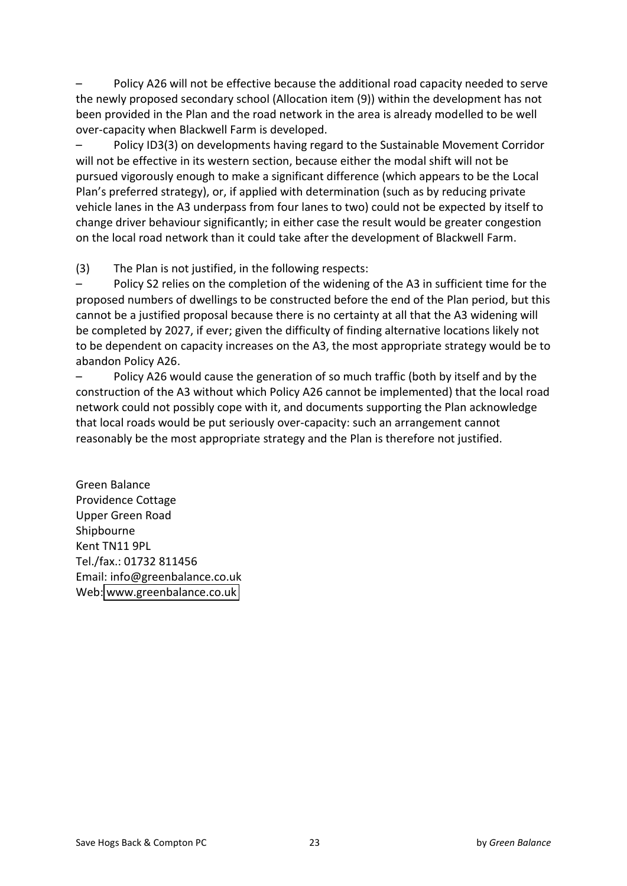– Policy A26 will not be effective because the additional road capacity needed to serve the newly proposed secondary school (Allocation item (9)) within the development has not been provided in the Plan and the road network in the area is already modelled to be well over-capacity when Blackwell Farm is developed.

– Policy ID3(3) on developments having regard to the Sustainable Movement Corridor will not be effective in its western section, because either the modal shift will not be pursued vigorously enough to make a significant difference (which appears to be the Local Plan's preferred strategy), or, if applied with determination (such as by reducing private vehicle lanes in the A3 underpass from four lanes to two) could not be expected by itself to change driver behaviour significantly; in either case the result would be greater congestion on the local road network than it could take after the development of Blackwell Farm.

(3) The Plan is not justified, in the following respects:

– Policy S2 relies on the completion of the widening of the A3 in sufficient time for the proposed numbers of dwellings to be constructed before the end of the Plan period, but this cannot be a justified proposal because there is no certainty at all that the A3 widening will be completed by 2027, if ever; given the difficulty of finding alternative locations likely not to be dependent on capacity increases on the A3, the most appropriate strategy would be to abandon Policy A26.

– Policy A26 would cause the generation of so much traffic (both by itself and by the construction of the A3 without which Policy A26 cannot be implemented) that the local road network could not possibly cope with it, and documents supporting the Plan acknowledge that local roads would be put seriously over-capacity: such an arrangement cannot reasonably be the most appropriate strategy and the Plan is therefore not justified.

Green Balance
Providence Cottage
Upper Green Road
Shipbourne
Kent TN11 9PL
Tel./fax.: 01732 811456
Email: info@greenbalance.co.uk
Web: www.greenbalance.co.uk